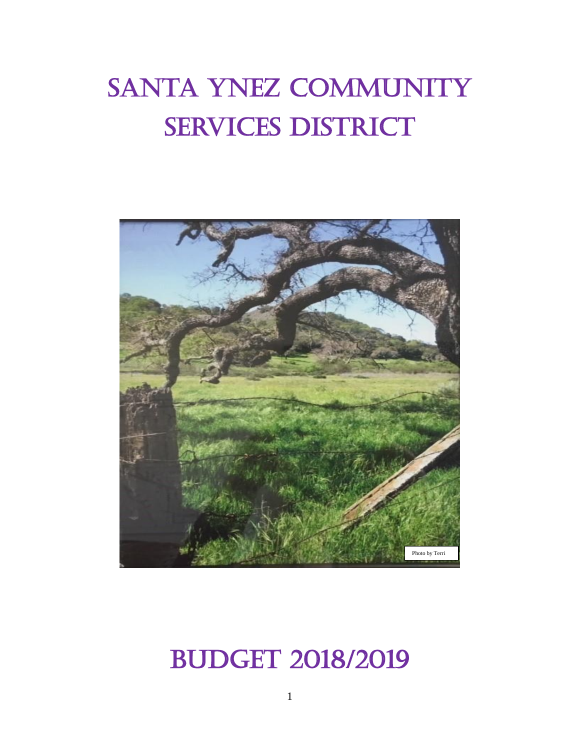# SANTA YNEZ COMMUNITY SERVICES DISTRICT

Photo by Terri

# BUDGET 2018/2019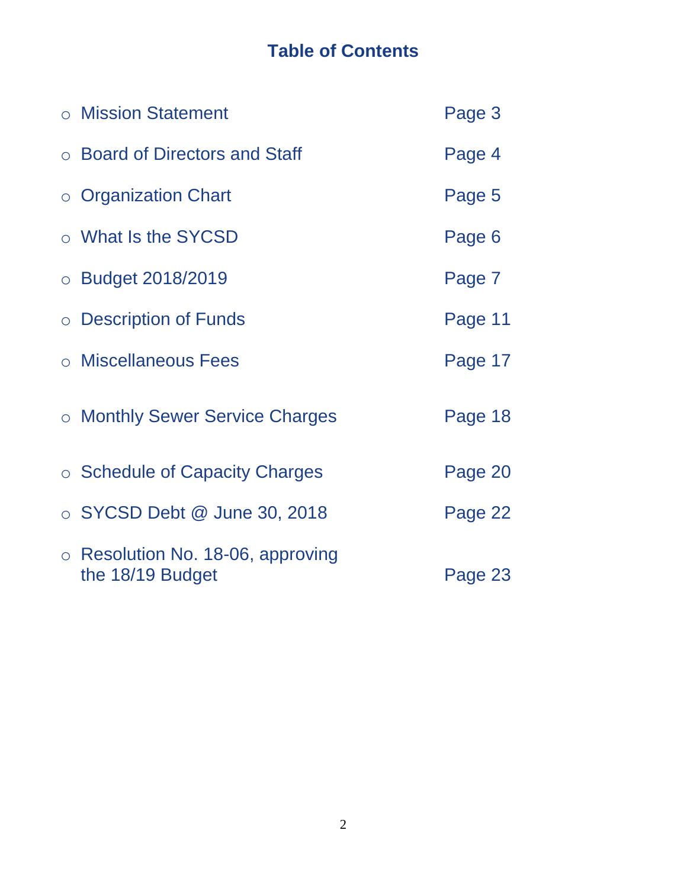# Table of Contents

| | |
|---|---|
| ○ Mission Statement | Page 3 |
| ○ Board of Directors and Staff | Page 4 |
| ○ Organization Chart | Page 5 |
| ○ What Is the SYCSD | Page 6 |
| ○ Budget 2018/2019 | Page 7 |
| ○ Description of Funds | Page 11 |
| ○ Miscellaneous Fees | Page 17 |
| ○ Monthly Sewer Service Charges | Page 18 |
| ○ Schedule of Capacity Charges | Page 20 |
| ○ SYCSD Debt @ June 30, 2018 | Page 22 |
| ○ Resolution No. 18-06, approving the 18/19 Budget | Page 23 |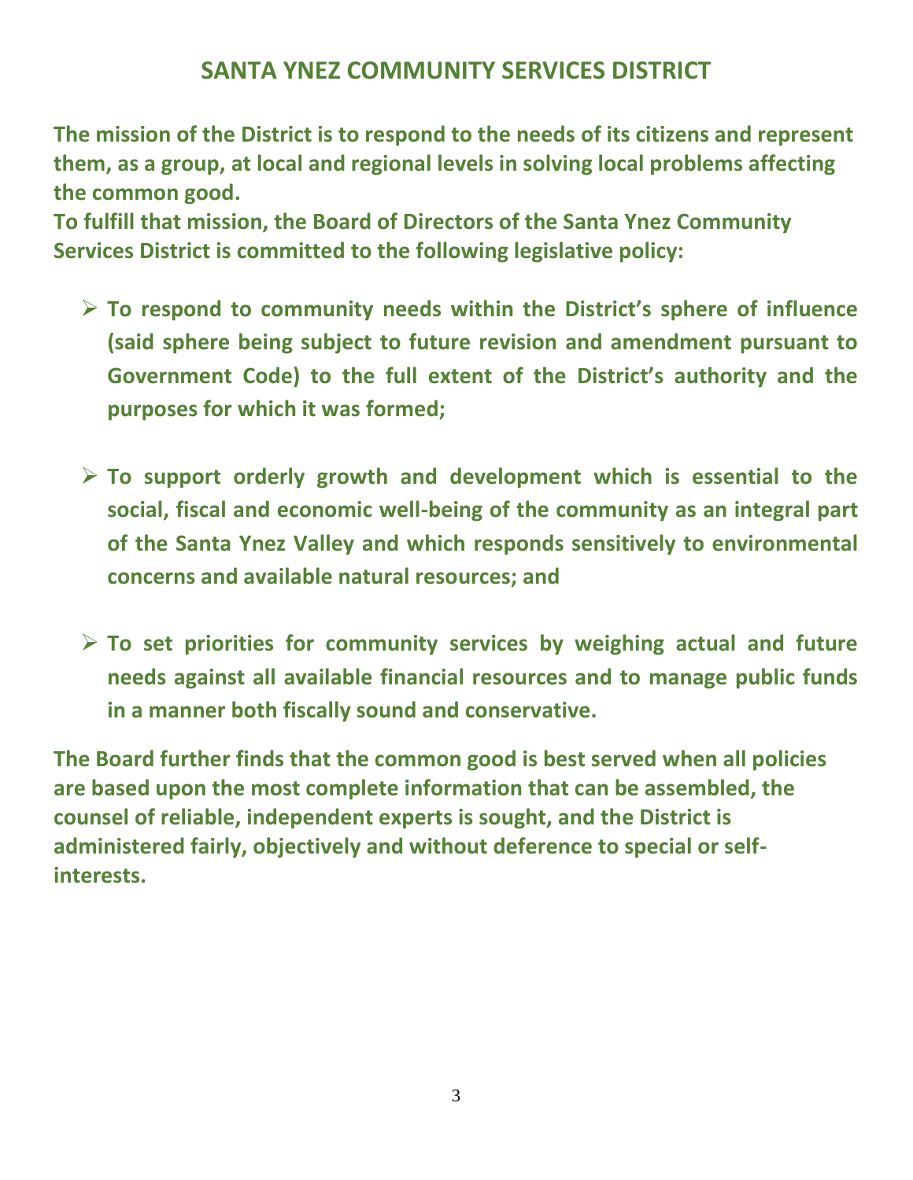# SANTA YNEZ COMMUNITY SERVICES DISTRICT

**The mission of the District is to respond to the needs of its citizens and represent them, as a group, at local and regional levels in solving local problems affecting the common good.**

**To fulfill that mission, the Board of Directors of the Santa Ynez Community Services District is committed to the following legislative policy:**

- **To respond to community needs within the District's sphere of influence (said sphere being subject to future revision and amendment pursuant to Government Code) to the full extent of the District's authority and the purposes for which it was formed;**

- **To support orderly growth and development which is essential to the social, fiscal and economic well-being of the community as an integral part of the Santa Ynez Valley and which responds sensitively to environmental concerns and available natural resources; and**

- **To set priorities for community services by weighing actual and future needs against all available financial resources and to manage public funds in a manner both fiscally sound and conservative.**

**The Board further finds that the common good is best served when all policies are based upon the most complete information that can be assembled, the counsel of reliable, independent experts is sought, and the District is administered fairly, objectively and without deference to special or self-interests.**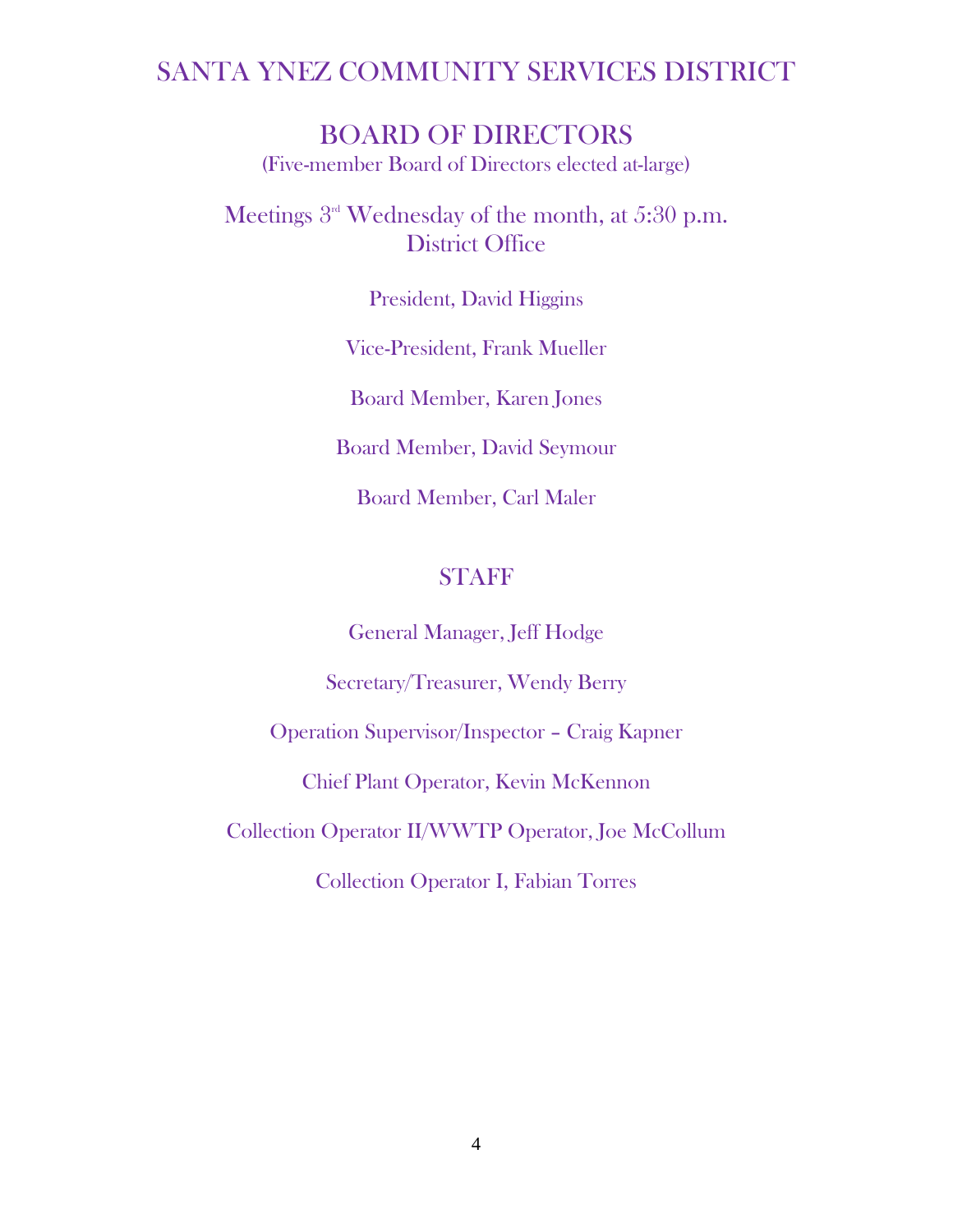# SANTA YNEZ COMMUNITY SERVICES DISTRICT

## BOARD OF DIRECTORS

(Five-member Board of Directors elected at-large)

Meetings 3rd Wednesday of the month, at 5:30 p.m.
District Office

President, David Higgins

Vice-President, Frank Mueller

Board Member, Karen Jones

Board Member, David Seymour

Board Member, Carl Maler

## STAFF

General Manager, Jeff Hodge

Secretary/Treasurer, Wendy Berry

Operation Supervisor/Inspector – Craig Kapner

Chief Plant Operator, Kevin McKennon

Collection Operator II/WWTP Operator, Joe McCollum

Collection Operator I, Fabian Torres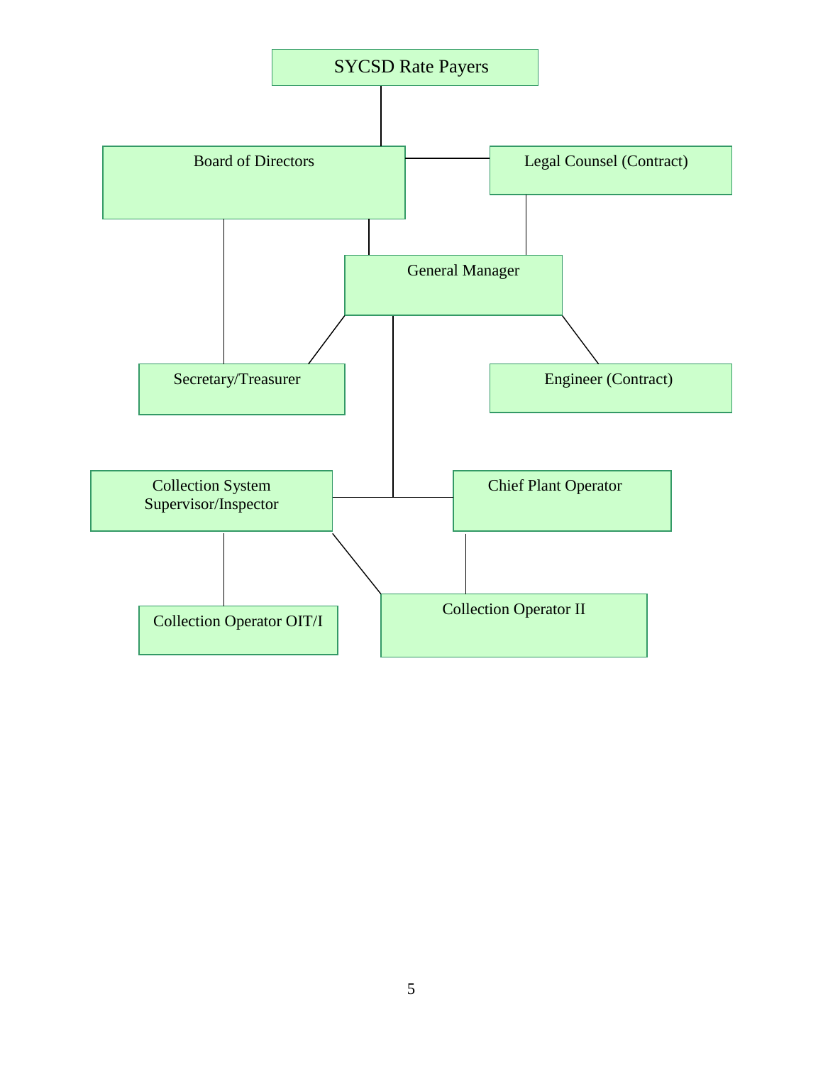SYCSD Rate Payers

Board of Directors

Legal Counsel (Contract)

General Manager

Secretary/Treasurer

Engineer (Contract)

Collection System Supervisor/Inspector

Chief Plant Operator

Collection Operator OIT/I

Collection Operator II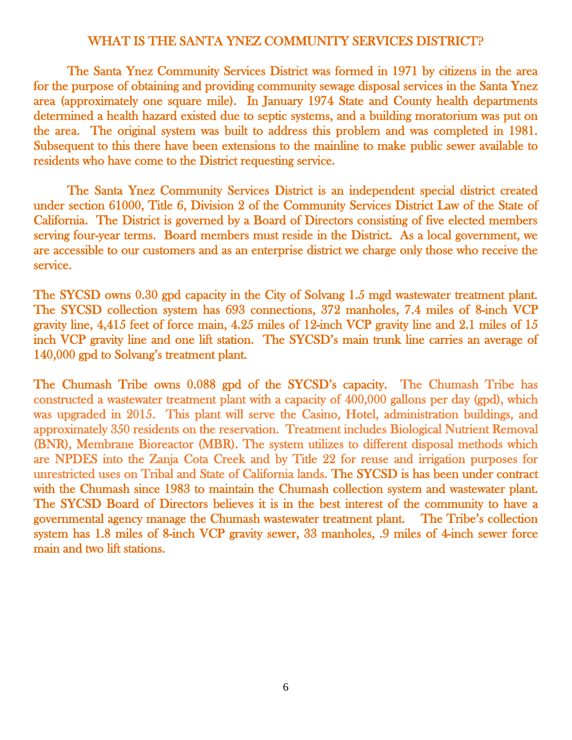# WHAT IS THE SANTA YNEZ COMMUNITY SERVICES DISTRICT?

The Santa Ynez Community Services District was formed in 1971 by citizens in the area for the purpose of obtaining and providing community sewage disposal services in the Santa Ynez area (approximately one square mile). In January 1974 State and County health departments determined a health hazard existed due to septic systems, and a building moratorium was put on the area. The original system was built to address this problem and was completed in 1981. Subsequent to this there have been extensions to the mainline to make public sewer available to residents who have come to the District requesting service.

The Santa Ynez Community Services District is an independent special district created under section 61000, Title 6, Division 2 of the Community Services District Law of the State of California. The District is governed by a Board of Directors consisting of five elected members serving four-year terms. Board members must reside in the District. As a local government, we are accessible to our customers and as an enterprise district we charge only those who receive the service.

The SYCSD owns 0.30 gpd capacity in the City of Solvang 1.5 mgd wastewater treatment plant. The SYCSD collection system has 693 connections, 372 manholes, 7.4 miles of 8-inch VCP gravity line, 4,415 feet of force main, 4.25 miles of 12-inch VCP gravity line and 2.1 miles of 15 inch VCP gravity line and one lift station. The SYCSD's main trunk line carries an average of 140,000 gpd to Solvang's treatment plant.

The Chumash Tribe owns 0.088 gpd of the SYCSD's capacity. The Chumash Tribe has constructed a wastewater treatment plant with a capacity of 400,000 gallons per day (gpd), which was upgraded in 2015. This plant will serve the Casino, Hotel, administration buildings, and approximately 350 residents on the reservation. Treatment includes Biological Nutrient Removal (BNR), Membrane Bioreactor (MBR). The system utilizes to different disposal methods which are NPDES into the Zanja Cota Creek and by Title 22 for reuse and irrigation purposes for unrestricted uses on Tribal and State of California lands. The SYCSD is has been under contract with the Chumash since 1983 to maintain the Chumash collection system and wastewater plant. The SYCSD Board of Directors believes it is in the best interest of the community to have a governmental agency manage the Chumash wastewater treatment plant. The Tribe's collection system has 1.8 miles of 8-inch VCP gravity sewer, 33 manholes, .9 miles of 4-inch sewer force main and two lift stations.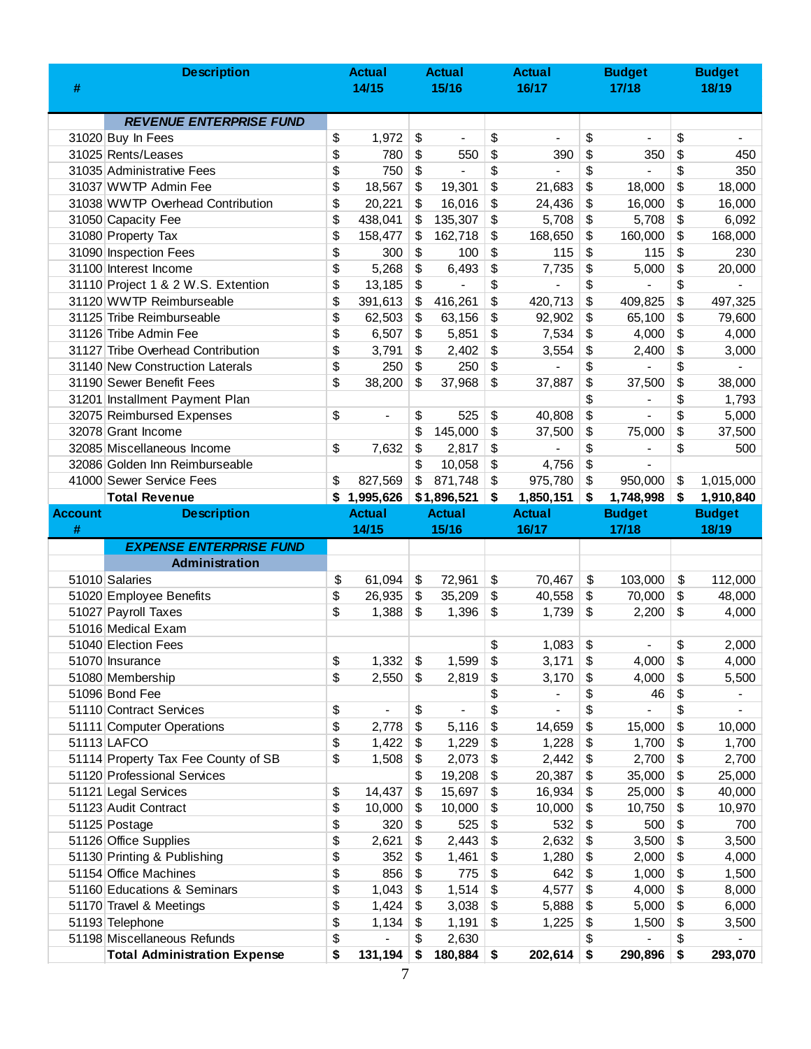| # | Description | Actual 14/15 | Actual 15/16 | Actual 16/17 | Budget 17/18 | Budget 18/19 |
|---|---|---|---|---|---|---|
| | ***REVENUE ENTERPRISE FUND*** | | | | | |
| 31020 | Buy In Fees | $ 1,972 | $ - | $ - | $ - | $ - |
| 31025 | Rents/Leases | $ 780 | $ 550 | $ 390 | $ 350 | $ 450 |
| 31035 | Administrative Fees | $ 750 | $ - | $ - | $ - | $ 350 |
| 31037 | WWTP Admin Fee | $ 18,567 | $ 19,301 | $ 21,683 | $ 18,000 | $ 18,000 |
| 31038 | WWTP Overhead Contribution | $ 20,221 | $ 16,016 | $ 24,436 | $ 16,000 | $ 16,000 |
| 31050 | Capacity Fee | $ 438,041 | $ 135,307 | $ 5,708 | $ 5,708 | $ 6,092 |
| 31080 | Property Tax | $ 158,477 | $ 162,718 | $ 168,650 | $ 160,000 | $ 168,000 |
| 31090 | Inspection Fees | $ 300 | $ 100 | $ 115 | $ 115 | $ 230 |
| 31100 | Interest Income | $ 5,268 | $ 6,493 | $ 7,735 | $ 5,000 | $ 20,000 |
| 31110 | Project 1 & 2 W.S. Extention | $ 13,185 | $ - | $ - | $ - | $ - |
| 31120 | WWTP Reimburseable | $ 391,613 | $ 416,261 | $ 420,713 | $ 409,825 | $ 497,325 |
| 31125 | Tribe Reimburseable | $ 62,503 | $ 63,156 | $ 92,902 | $ 65,100 | $ 79,600 |
| 31126 | Tribe Admin Fee | $ 6,507 | $ 5,851 | $ 7,534 | $ 4,000 | $ 4,000 |
| 31127 | Tribe Overhead Contribution | $ 3,791 | $ 2,402 | $ 3,554 | $ 2,400 | $ 3,000 |
| 31140 | New Construction Laterals | $ 250 | $ 250 | $ - | $ - | $ - |
| 31190 | Sewer Benefit Fees | $ 38,200 | $ 37,968 | $ 37,887 | $ 37,500 | $ 38,000 |
| 31201 | Installment Payment Plan | | | | $ - | $ 1,793 |
| 32075 | Reimbursed Expenses | $ - | $ 525 | $ 40,808 | $ - | $ 5,000 |
| 32078 | Grant Income | | $ 145,000 | $ 37,500 | $ 75,000 | $ 37,500 |
| 32085 | Miscellaneous Income | $ 7,632 | $ 2,817 | $ - | $ - | $ 500 |
| 32086 | Golden Inn Reimburseable | | $ 10,058 | $ 4,756 | $ - | |
| 41000 | Sewer Service Fees | $ 827,569 | $ 871,748 | $ 975,780 | $ 950,000 | $ 1,015,000 |
| | **Total Revenue** | **$ 1,995,626** | **$1,896,521** | **$ 1,850,151** | **$ 1,748,998** | **$ 1,910,840** |
| **Account #** | **Description** | **Actual 14/15** | **Actual 15/16** | **Actual 16/17** | **Budget 17/18** | **Budget 18/19** |
| | ***EXPENSE ENTERPRISE FUND*** | | | | | |
| | **Administration** | | | | | |
| 51010 | Salaries | $ 61,094 | $ 72,961 | $ 70,467 | $ 103,000 | $ 112,000 |
| 51020 | Employee Benefits | $ 26,935 | $ 35,209 | $ 40,558 | $ 70,000 | $ 48,000 |
| 51027 | Payroll Taxes | $ 1,388 | $ 1,396 | $ 1,739 | $ 2,200 | $ 4,000 |
| 51016 | Medical Exam | | | | | |
| 51040 | Election Fees | | | $ 1,083 | $ - | $ 2,000 |
| 51070 | Insurance | $ 1,332 | $ 1,599 | $ 3,171 | $ 4,000 | $ 4,000 |
| 51080 | Membership | $ 2,550 | $ 2,819 | $ 3,170 | $ 4,000 | $ 5,500 |
| 51096 | Bond Fee | | | $ - | $ 46 | $ - |
| 51110 | Contract Services | $ - | $ - | $ - | $ - | $ - |
| 51111 | Computer Operations | $ 2,778 | $ 5,116 | $ 14,659 | $ 15,000 | $ 10,000 |
| 51113 | LAFCO | $ 1,422 | $ 1,229 | $ 1,228 | $ 1,700 | $ 1,700 |
| 51114 | Property Tax Fee County of SB | $ 1,508 | $ 2,073 | $ 2,442 | $ 2,700 | $ 2,700 |
| 51120 | Professional Services | | $ 19,208 | $ 20,387 | $ 35,000 | $ 25,000 |
| 51121 | Legal Services | $ 14,437 | $ 15,697 | $ 16,934 | $ 25,000 | $ 40,000 |
| 51123 | Audit Contract | $ 10,000 | $ 10,000 | $ 10,000 | $ 10,750 | $ 10,970 |
| 51125 | Postage | $ 320 | $ 525 | $ 532 | $ 500 | $ 700 |
| 51126 | Office Supplies | $ 2,621 | $ 2,443 | $ 2,632 | $ 3,500 | $ 3,500 |
| 51130 | Printing & Publishing | $ 352 | $ 1,461 | $ 1,280 | $ 2,000 | $ 4,000 |
| 51154 | Office Machines | $ 856 | $ 775 | $ 642 | $ 1,000 | $ 1,500 |
| 51160 | Educations & Seminars | $ 1,043 | $ 1,514 | $ 4,577 | $ 4,000 | $ 8,000 |
| 51170 | Travel & Meetings | $ 1,424 | $ 3,038 | $ 5,888 | $ 5,000 | $ 6,000 |
| 51193 | Telephone | $ 1,134 | $ 1,191 | $ 1,225 | $ 1,500 | $ 3,500 |
| 51198 | Miscellaneous Refunds | $ - | $ 2,630 | | $ - | $ - |
| | **Total Administration Expense** | **$ 131,194** | **$ 180,884** | **$ 202,614** | **$ 290,896** | **$ 293,070** |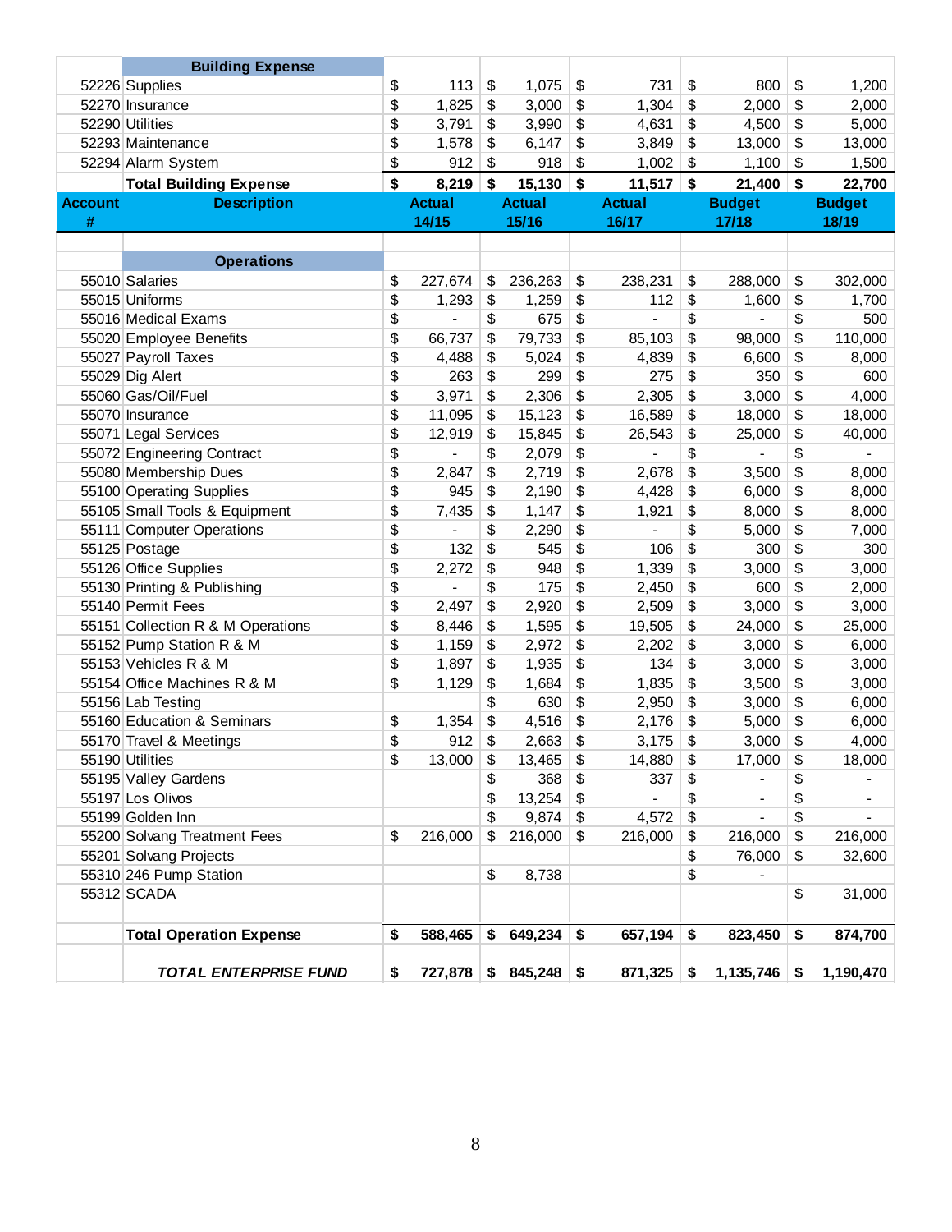| | **Building Expense** | | | | | |
|---|---|---|---|---|---|---|
| 52226 | Supplies | $ 113 | $ 1,075 | $ 731 | $ 800 | $ 1,200 |
| 52270 | Insurance | $ 1,825 | $ 3,000 | $ 1,304 | $ 2,000 | $ 2,000 |
| 52290 | Utilities | $ 3,791 | $ 3,990 | $ 4,631 | $ 4,500 | $ 5,000 |
| 52293 | Maintenance | $ 1,578 | $ 6,147 | $ 3,849 | $ 13,000 | $ 13,000 |
| 52294 | Alarm System | $ 912 | $ 918 | $ 1,002 | $ 1,100 | $ 1,500 |
| | **Total Building Expense** | **$ 8,219** | **$ 15,130** | **$ 11,517** | **$ 21,400** | **$ 22,700** |

| Account # | Description | Actual 14/15 | Actual 15/16 | Actual 16/17 | Budget 17/18 | Budget 18/19 |
|---|---|---|---|---|---|---|
| | **Operations** | | | | | |
| 55010 | Salaries | $ 227,674 | $ 236,263 | $ 238,231 | $ 288,000 | $ 302,000 |
| 55015 | Uniforms | $ 1,293 | $ 1,259 | $ 112 | $ 1,600 | $ 1,700 |
| 55016 | Medical Exams | $ - | $ 675 | $ - | $ - | $ 500 |
| 55020 | Employee Benefits | $ 66,737 | $ 79,733 | $ 85,103 | $ 98,000 | $ 110,000 |
| 55027 | Payroll Taxes | $ 4,488 | $ 5,024 | $ 4,839 | $ 6,600 | $ 8,000 |
| 55029 | Dig Alert | $ 263 | $ 299 | $ 275 | $ 350 | $ 600 |
| 55060 | Gas/Oil/Fuel | $ 3,971 | $ 2,306 | $ 2,305 | $ 3,000 | $ 4,000 |
| 55070 | Insurance | $ 11,095 | $ 15,123 | $ 16,589 | $ 18,000 | $ 18,000 |
| 55071 | Legal Services | $ 12,919 | $ 15,845 | $ 26,543 | $ 25,000 | $ 40,000 |
| 55072 | Engineering Contract | $ - | $ 2,079 | $ - | $ - | $ - |
| 55080 | Membership Dues | $ 2,847 | $ 2,719 | $ 2,678 | $ 3,500 | $ 8,000 |
| 55100 | Operating Supplies | $ 945 | $ 2,190 | $ 4,428 | $ 6,000 | $ 8,000 |
| 55105 | Small Tools & Equipment | $ 7,435 | $ 1,147 | $ 1,921 | $ 8,000 | $ 8,000 |
| 55111 | Computer Operations | $ - | $ 2,290 | $ - | $ 5,000 | $ 7,000 |
| 55125 | Postage | $ 132 | $ 545 | $ 106 | $ 300 | $ 300 |
| 55126 | Office Supplies | $ 2,272 | $ 948 | $ 1,339 | $ 3,000 | $ 3,000 |
| 55130 | Printing & Publishing | $ - | $ 175 | $ 2,450 | $ 600 | $ 2,000 |
| 55140 | Permit Fees | $ 2,497 | $ 2,920 | $ 2,509 | $ 3,000 | $ 3,000 |
| 55151 | Collection R & M Operations | $ 8,446 | $ 1,595 | $ 19,505 | $ 24,000 | $ 25,000 |
| 55152 | Pump Station R & M | $ 1,159 | $ 2,972 | $ 2,202 | $ 3,000 | $ 6,000 |
| 55153 | Vehicles R & M | $ 1,897 | $ 1,935 | $ 134 | $ 3,000 | $ 3,000 |
| 55154 | Office Machines R & M | $ 1,129 | $ 1,684 | $ 1,835 | $ 3,500 | $ 3,000 |
| 55156 | Lab Testing | | $ 630 | $ 2,950 | $ 3,000 | $ 6,000 |
| 55160 | Education & Seminars | $ 1,354 | $ 4,516 | $ 2,176 | $ 5,000 | $ 6,000 |
| 55170 | Travel & Meetings | $ 912 | $ 2,663 | $ 3,175 | $ 3,000 | $ 4,000 |
| 55190 | Utilities | $ 13,000 | $ 13,465 | $ 14,880 | $ 17,000 | $ 18,000 |
| 55195 | Valley Gardens | | $ 368 | $ 337 | $ - | $ - |
| 55197 | Los Olivos | | $ 13,254 | $ - | $ - | $ - |
| 55199 | Golden Inn | | $ 9,874 | $ 4,572 | $ - | $ - |
| 55200 | Solvang Treatment Fees | $ 216,000 | $ 216,000 | $ 216,000 | $ 216,000 | $ 216,000 |
| 55201 | Solvang Projects | | | | $ 76,000 | $ 32,600 |
| 55310 | 246 Pump Station | | $ 8,738 | | $ - | |
| 55312 | SCADA | | | | | $ 31,000 |
| | | | | | | |
| | **Total Operation Expense** | **$ 588,465** | **$ 649,234** | **$ 657,194** | **$ 823,450** | **$ 874,700** |
| | | | | | | |
| | ***TOTAL ENTERPRISE FUND*** | **$ 727,878** | **$ 845,248** | **$ 871,325** | **$ 1,135,746** | **$ 1,190,470** |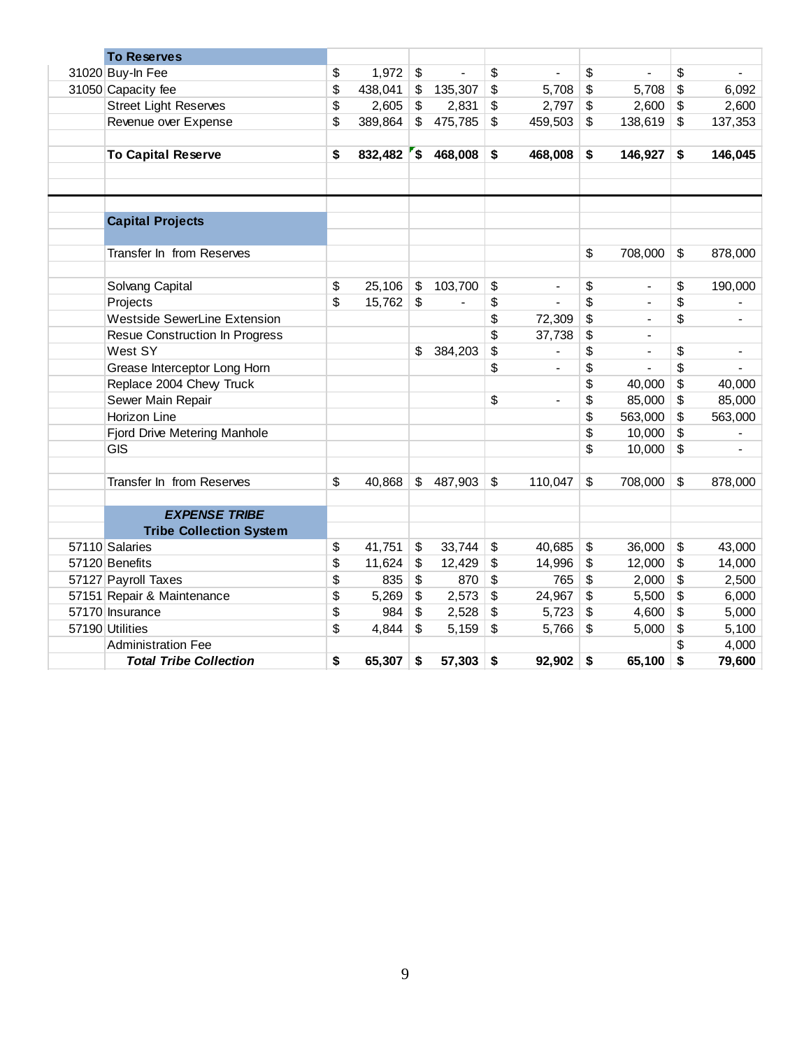| Code | Description | | | | | |
|---|---|---|---|---|---|---|
| | **To Reserves** | | | | | |
| 31020 | Buy-In Fee | $ 1,972 | $ - | $ - | $ - | $ - |
| 31050 | Capacity fee | $ 438,041 | $ 135,307 | $ 5,708 | $ 5,708 | $ 6,092 |
| | Street Light Reserves | $ 2,605 | $ 2,831 | $ 2,797 | $ 2,600 | $ 2,600 |
| | Revenue over Expense | $ 389,864 | $ 475,785 | $ 459,503 | $ 138,619 | $ 137,353 |
| | | | | | | |
| | **To Capital Reserve** | **$ 832,482** | **$ 468,008** | **$ 468,008** | **$ 146,927** | **$ 146,045** |
| | | | | | | |
| | **Capital Projects** | | | | | |
| | Transfer In from Reserves | | | | $ 708,000 | $ 878,000 |
| | | | | | | |
| | Solvang Capital | $ 25,106 | $ 103,700 | $ - | $ - | $ 190,000 |
| | Projects | $ 15,762 | $ - | $ - | $ - | $ - |
| | Westside SewerLine Extension | | | $ 72,309 | $ - | $ - |
| | Resue Construction In Progress | | | $ 37,738 | $ - | |
| | West SY | | $ 384,203 | $ - | $ - | $ - |
| | Grease Interceptor Long Horn | | | $ - | $ - | $ - |
| | Replace 2004 Chevy Truck | | | | $ 40,000 | $ 40,000 |
| | Sewer Main Repair | | | $ - | $ 85,000 | $ 85,000 |
| | Horizon Line | | | | $ 563,000 | $ 563,000 |
| | Fjord Drive Metering Manhole | | | | $ 10,000 | $ - |
| | GIS | | | | $ 10,000 | $ - |
| | | | | | | |
| | Transfer In from Reserves | $ 40,868 | $ 487,903 | $ 110,047 | $ 708,000 | $ 878,000 |
| | | | | | | |
| | ***EXPENSE TRIBE*** **Tribe Collection System** | | | | | |
| 57110 | Salaries | $ 41,751 | $ 33,744 | $ 40,685 | $ 36,000 | $ 43,000 |
| 57120 | Benefits | $ 11,624 | $ 12,429 | $ 14,996 | $ 12,000 | $ 14,000 |
| 57127 | Payroll Taxes | $ 835 | $ 870 | $ 765 | $ 2,000 | $ 2,500 |
| 57151 | Repair & Maintenance | $ 5,269 | $ 2,573 | $ 24,967 | $ 5,500 | $ 6,000 |
| 57170 | Insurance | $ 984 | $ 2,528 | $ 5,723 | $ 4,600 | $ 5,000 |
| 57190 | Utilities | $ 4,844 | $ 5,159 | $ 5,766 | $ 5,000 | $ 5,100 |
| | Administration Fee | | | | | $ 4,000 |
| | ***Total Tribe Collection*** | **$ 65,307** | **$ 57,303** | **$ 92,902** | **$ 65,100** | **$ 79,600** |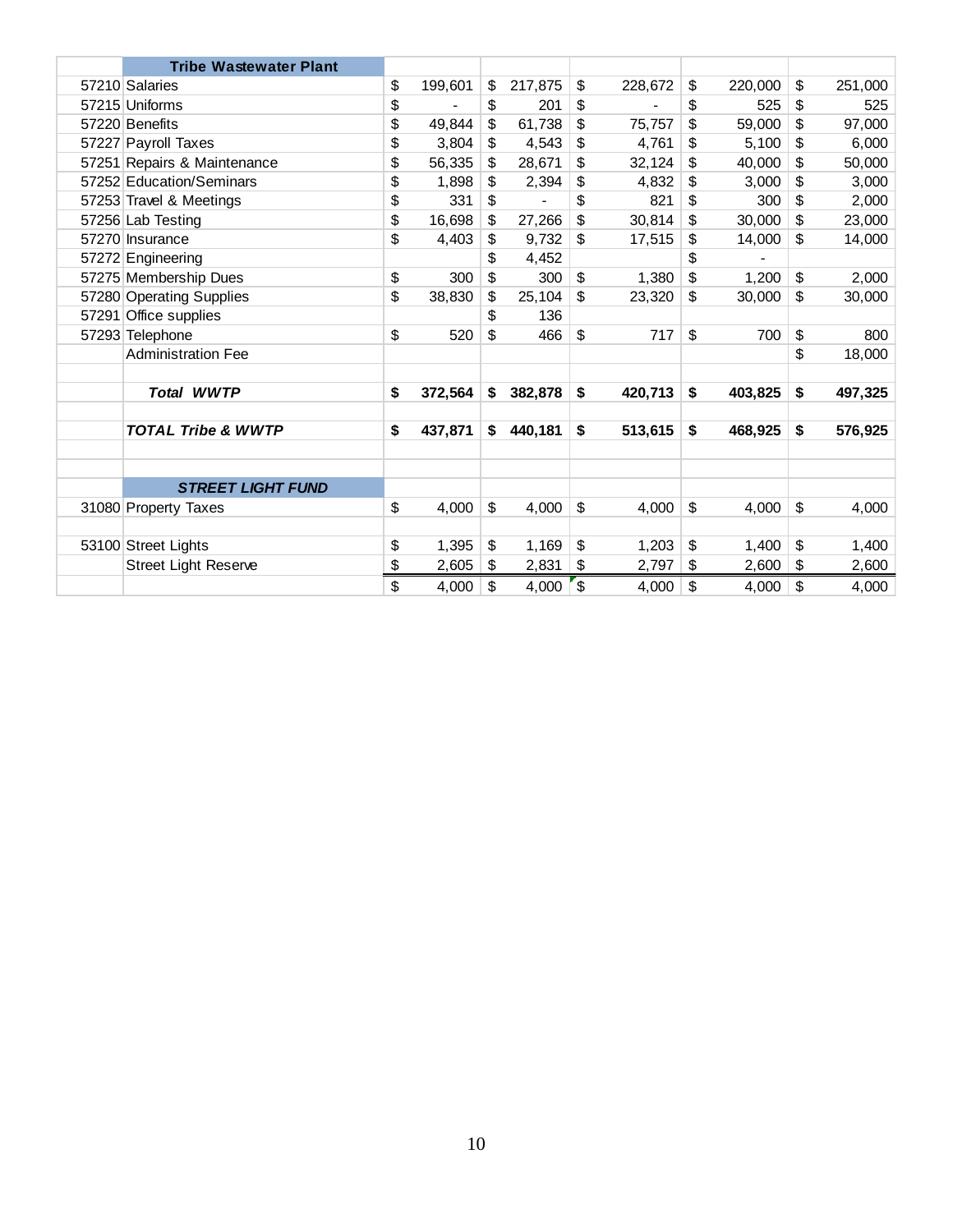| | Tribe Wastewater Plant | | | | | |
|---|---|---|---|---|---|---|
| 57210 | Salaries | $ 199,601 | $ 217,875 | $ 228,672 | $ 220,000 | $ 251,000 |
| 57215 | Uniforms | $ - | $ 201 | $ - | $ 525 | $ 525 |
| 57220 | Benefits | $ 49,844 | $ 61,738 | $ 75,757 | $ 59,000 | $ 97,000 |
| 57227 | Payroll Taxes | $ 3,804 | $ 4,543 | $ 4,761 | $ 5,100 | $ 6,000 |
| 57251 | Repairs & Maintenance | $ 56,335 | $ 28,671 | $ 32,124 | $ 40,000 | $ 50,000 |
| 57252 | Education/Seminars | $ 1,898 | $ 2,394 | $ 4,832 | $ 3,000 | $ 3,000 |
| 57253 | Travel & Meetings | $ 331 | $ - | $ 821 | $ 300 | $ 2,000 |
| 57256 | Lab Testing | $ 16,698 | $ 27,266 | $ 30,814 | $ 30,000 | $ 23,000 |
| 57270 | Insurance | $ 4,403 | $ 9,732 | $ 17,515 | $ 14,000 | $ 14,000 |
| 57272 | Engineering | | $ 4,452 | | $ - | |
| 57275 | Membership Dues | $ 300 | $ 300 | $ 1,380 | $ 1,200 | $ 2,000 |
| 57280 | Operating Supplies | $ 38,830 | $ 25,104 | $ 23,320 | $ 30,000 | $ 30,000 |
| 57291 | Office supplies | | $ 136 | | | |
| 57293 | Telephone | $ 520 | $ 466 | $ 717 | $ 700 | $ 800 |
| | Administration Fee | | | | | $ 18,000 |
| | | | | | | |
| | ***Total WWTP*** | **$ 372,564** | **$ 382,878** | **$ 420,713** | **$ 403,825** | **$ 497,325** |
| | | | | | | |
| | ***TOTAL Tribe & WWTP*** | **$ 437,871** | **$ 440,181** | **$ 513,615** | **$ 468,925** | **$ 576,925** |
| | | | | | | |
| | | | | | | |
| | ***STREET LIGHT FUND*** | | | | | |
| 31080 | Property Taxes | $ 4,000 | $ 4,000 | $ 4,000 | $ 4,000 | $ 4,000 |
| | | | | | | |
| 53100 | Street Lights | $ 1,395 | $ 1,169 | $ 1,203 | $ 1,400 | $ 1,400 |
| | Street Light Reserve | $ 2,605 | $ 2,831 | $ 2,797 | $ 2,600 | $ 2,600 |
| | | $ 4,000 | $ 4,000 | $ 4,000 | $ 4,000 | $ 4,000 |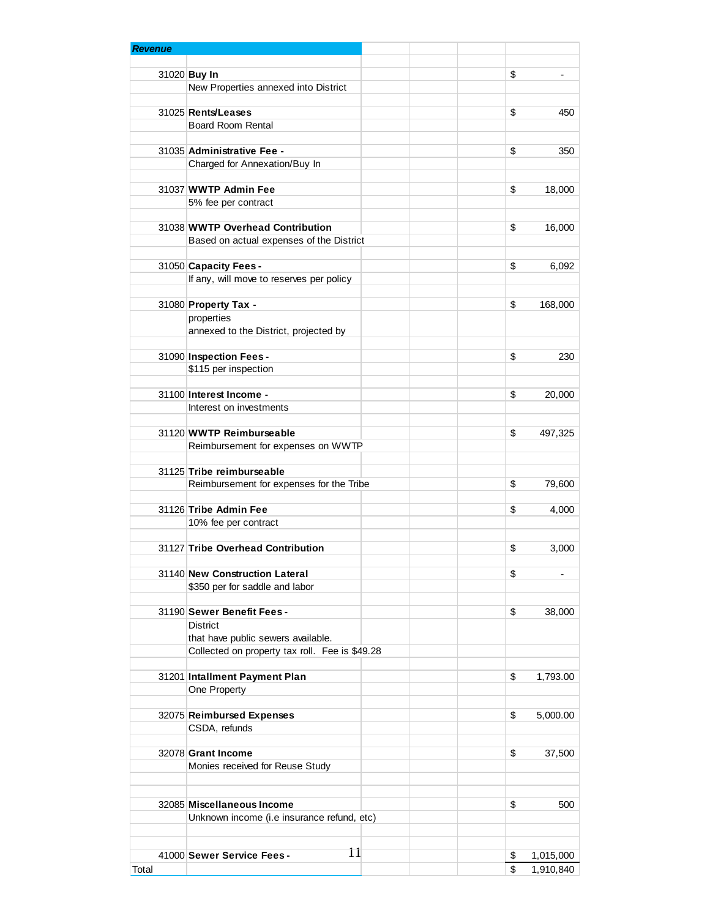| Revenue | | |
|---|---|---|
| 31020 | **Buy In** | $ - |
| | New Properties annexed into District | |
| 31025 | **Rents/Leases** | $ 450 |
| | Board Room Rental | |
| 31035 | **Administrative Fee -** | $ 350 |
| | Charged for Annexation/Buy In | |
| 31037 | **WWTP Admin Fee** | $ 18,000 |
| | 5% fee per contract | |
| 31038 | **WWTP Overhead Contribution** | $ 16,000 |
| | Based on actual expenses of the District | |
| 31050 | **Capacity Fees -** | $ 6,092 |
| | If any, will move to reserves per policy | |
| 31080 | **Property Tax -** | $ 168,000 |
| | properties | |
| | annexed to the District, projected by | |
| 31090 | **Inspection Fees -** | $ 230 |
| | $115 per inspection | |
| 31100 | **Interest Income -** | $ 20,000 |
| | Interest on investments | |
| 31120 | **WWTP Reimburseable** | $ 497,325 |
| | Reimbursement for expenses on WWTP | |
| 31125 | **Tribe reimburseable** | |
| | Reimbursement for expenses for the Tribe | $ 79,600 |
| 31126 | **Tribe Admin Fee** | $ 4,000 |
| | 10% fee per contract | |
| 31127 | **Tribe Overhead Contribution** | $ 3,000 |
| 31140 | **New Construction Lateral** | $ - |
| | $350 per for saddle and labor | |
| 31190 | **Sewer Benefit Fees -** | $ 38,000 |
| | District | |
| | that have public sewers available. | |
| | Collected on property tax roll. Fee is $49.28 | |
| 31201 | **Intallment Payment Plan** | $ 1,793.00 |
| | One Property | |
| 32075 | **Reimbursed Expenses** | $ 5,000.00 |
| | CSDA, refunds | |
| 32078 | **Grant Income** | $ 37,500 |
| | Monies received for Reuse Study | |
| 32085 | **Miscellaneous Income** | $ 500 |
| | Unknown income (i.e insurance refund, etc) | |
| 41000 | **Sewer Service Fees -** | $ 1,015,000 |
| Total | | $ 1,910,840 |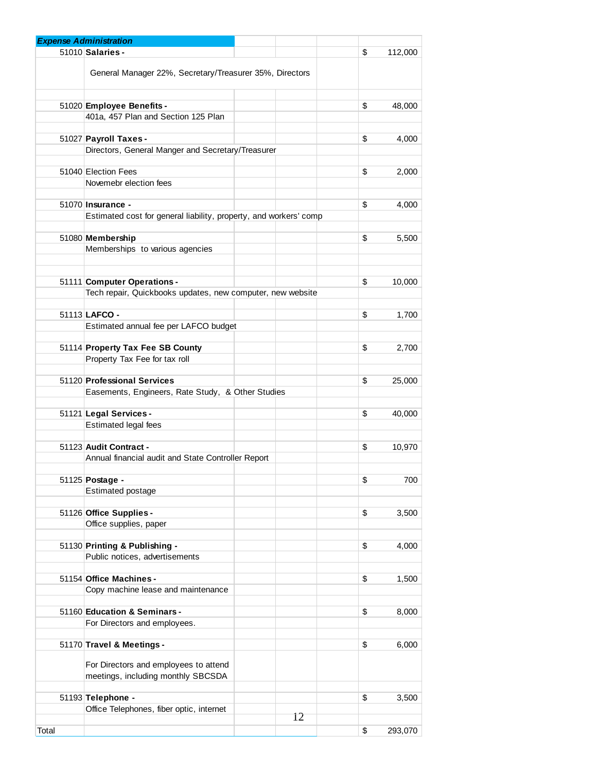| Expense Administration | | |
|---|---|---|
| 51010 | **Salaries -** | $ 112,000 |
| | General Manager 22%, Secretary/Treasurer 35%, Directors | |
| 51020 | **Employee Benefits -** | $ 48,000 |
| | 401a, 457 Plan and Section 125 Plan | |
| 51027 | **Payroll Taxes -** | $ 4,000 |
| | Directors, General Manger and Secretary/Treasurer | |
| 51040 | Election Fees | $ 2,000 |
| | Novemebr election fees | |
| 51070 | **Insurance -** | $ 4,000 |
| | Estimated cost for general liability, property, and workers' comp | |
| 51080 | **Membership** | $ 5,500 |
| | Memberships to various agencies | |
| 51111 | **Computer Operations -** | $ 10,000 |
| | Tech repair, Quickbooks updates, new computer, new website | |
| 51113 | **LAFCO -** | $ 1,700 |
| | Estimated annual fee per LAFCO budget | |
| 51114 | **Property Tax Fee SB County** | $ 2,700 |
| | Property Tax Fee for tax roll | |
| 51120 | **Professional Services** | $ 25,000 |
| | Easements, Engineers, Rate Study, & Other Studies | |
| 51121 | **Legal Services -** | $ 40,000 |
| | Estimated legal fees | |
| 51123 | **Audit Contract -** | $ 10,970 |
| | Annual financial audit and State Controller Report | |
| 51125 | **Postage -** | $ 700 |
| | Estimated postage | |
| 51126 | **Office Supplies -** | $ 3,500 |
| | Office supplies, paper | |
| 51130 | **Printing & Publishing -** | $ 4,000 |
| | Public notices, advertisements | |
| 51154 | **Office Machines -** | $ 1,500 |
| | Copy machine lease and maintenance | |
| 51160 | **Education & Seminars -** | $ 8,000 |
| | For Directors and employees. | |
| 51170 | **Travel & Meetings -** | $ 6,000 |
| | For Directors and employees to attend meetings, including monthly SBCSDA | |
| 51193 | **Telephone -** | $ 3,500 |
| | Office Telephones, fiber optic, internet | |
| Total | | $ 293,070 |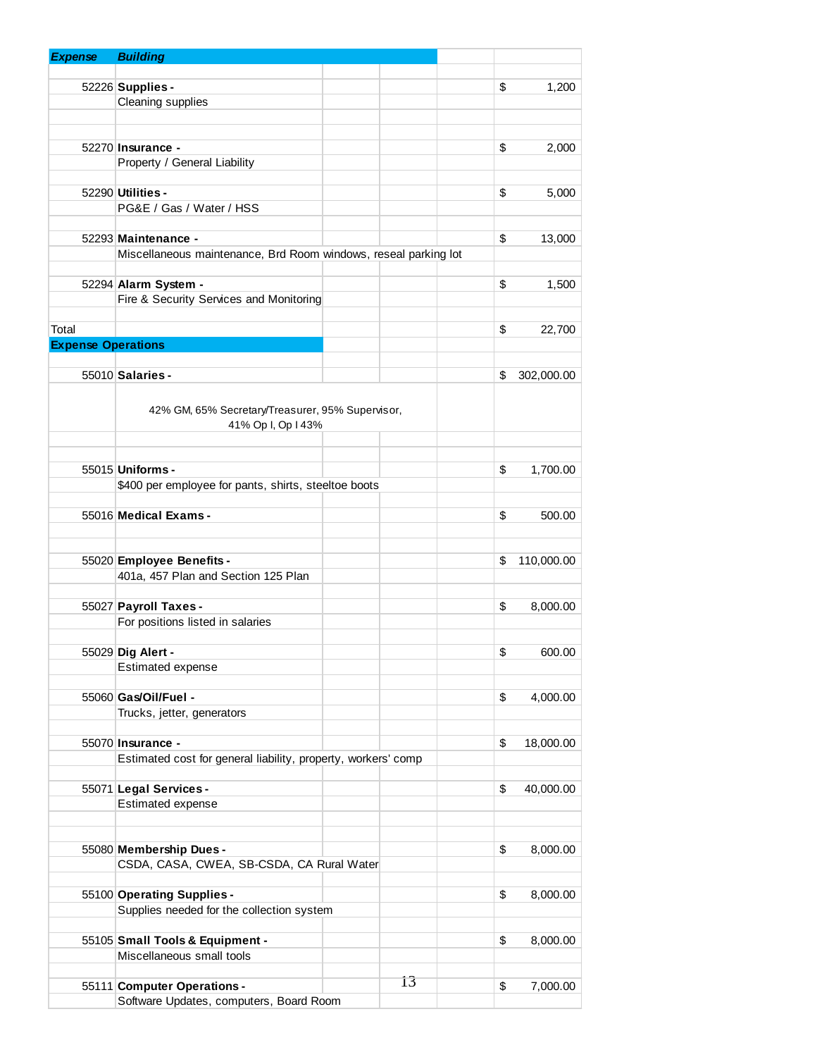| Expense | Building | | | | |
|---|---|---|---|---|---|
| 52226 | **Supplies -** | | | $ | 1,200 |
| | Cleaning supplies | | | | |
| 52270 | **Insurance -** | | | $ | 2,000 |
| | Property / General Liability | | | | |
| 52290 | **Utilities -** | | | $ | 5,000 |
| | PG&E / Gas / Water / HSS | | | | |
| 52293 | **Maintenance -** | | | $ | 13,000 |
| | Miscellaneous maintenance, Brd Room windows, reseal parking lot | | | | |
| 52294 | **Alarm System -** | | | $ | 1,500 |
| | Fire & Security Services and Monitoring | | | | |
| Total | | | | $ | 22,700 |
| **Expense Operations** | | | | | |
| 55010 | **Salaries -** | | | $ | 302,000.00 |
| | 42% GM, 65% Secretary/Treasurer, 95% Supervisor, 41% Op I, Op I 43% | | | | |
| 55015 | **Uniforms -** | | | $ | 1,700.00 |
| | $400 per employee for pants, shirts, steeltoe boots | | | | |
| 55016 | **Medical Exams -** | | | $ | 500.00 |
| 55020 | **Employee Benefits -** | | | $ | 110,000.00 |
| | 401a, 457 Plan and Section 125 Plan | | | | |
| 55027 | **Payroll Taxes -** | | | $ | 8,000.00 |
| | For positions listed in salaries | | | | |
| 55029 | **Dig Alert -** | | | $ | 600.00 |
| | Estimated expense | | | | |
| 55060 | **Gas/Oil/Fuel -** | | | $ | 4,000.00 |
| | Trucks, jetter, generators | | | | |
| 55070 | **Insurance -** | | | $ | 18,000.00 |
| | Estimated cost for general liability, property, workers' comp | | | | |
| 55071 | **Legal Services -** | | | $ | 40,000.00 |
| | Estimated expense | | | | |
| 55080 | **Membership Dues -** | | | $ | 8,000.00 |
| | CSDA, CASA, CWEA, SB-CSDA, CA Rural Water | | | | |
| 55100 | **Operating Supplies -** | | | $ | 8,000.00 |
| | Supplies needed for the collection system | | | | |
| 55105 | **Small Tools & Equipment -** | | | $ | 8,000.00 |
| | Miscellaneous small tools | | | | |
| 55111 | **Computer Operations -** | | | $ | 7,000.00 |
| | Software Updates, computers, Board Room | | | | |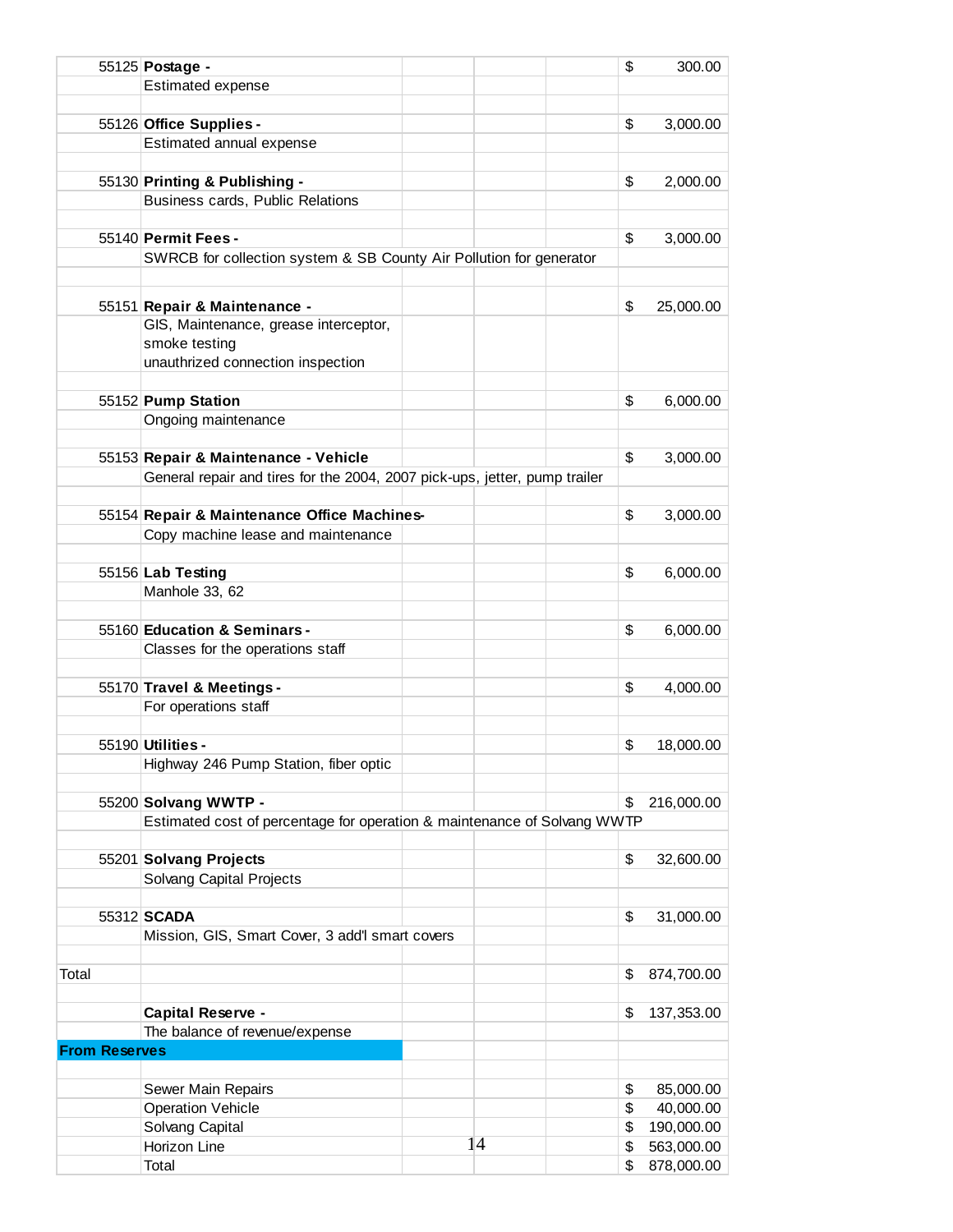| | | | | | |
|---|---|---|---|---|---|
| 55125 | **Postage -** | | | | $ 300.00 |
| | Estimated expense | | | | |
| | | | | | |
| 55126 | **Office Supplies -** | | | | $ 3,000.00 |
| | Estimated annual expense | | | | |
| | | | | | |
| 55130 | **Printing & Publishing -** | | | | $ 2,000.00 |
| | Business cards, Public Relations | | | | |
| | | | | | |
| 55140 | **Permit Fees -** | | | | $ 3,000.00 |
| | SWRCB for collection system & SB County Air Pollution for generator | | | | |
| | | | | | |
| 55151 | **Repair & Maintenance -** | | | | $ 25,000.00 |
| | GIS, Maintenance, grease interceptor, smoke testing unauthrized connection inspection | | | | |
| | | | | | |
| 55152 | **Pump Station** | | | | $ 6,000.00 |
| | Ongoing maintenance | | | | |
| | | | | | |
| 55153 | **Repair & Maintenance - Vehicle** | | | | $ 3,000.00 |
| | General repair and tires for the 2004, 2007 pick-ups, jetter, pump trailer | | | | |
| | | | | | |
| 55154 | **Repair & Maintenance Office Machines-** | | | | $ 3,000.00 |
| | Copy machine lease and maintenance | | | | |
| | | | | | |
| 55156 | **Lab Testing** | | | | $ 6,000.00 |
| | Manhole 33, 62 | | | | |
| | | | | | |
| 55160 | **Education & Seminars -** | | | | $ 6,000.00 |
| | Classes for the operations staff | | | | |
| | | | | | |
| 55170 | **Travel & Meetings -** | | | | $ 4,000.00 |
| | For operations staff | | | | |
| | | | | | |
| 55190 | **Utilities -** | | | | $ 18,000.00 |
| | Highway 246 Pump Station, fiber optic | | | | |
| | | | | | |
| 55200 | **Solvang WWTP -** | | | | $ 216,000.00 |
| | Estimated cost of percentage for operation & maintenance of Solvang WWTP | | | | |
| | | | | | |
| 55201 | **Solvang Projects** | | | | $ 32,600.00 |
| | Solvang Capital Projects | | | | |
| | | | | | |
| 55312 | **SCADA** | | | | $ 31,000.00 |
| | Mission, GIS, Smart Cover, 3 add'l smart covers | | | | |
| | | | | | |
| Total | | | | | $ 874,700.00 |
| | | | | | |
| | **Capital Reserve -** | | | | $ 137,353.00 |
| | The balance of revenue/expense | | | | |
| **From Reserves** | | | | | |
| | | | | | |
| | Sewer Main Repairs | | | | $ 85,000.00 |
| | Operation Vehicle | | | | $ 40,000.00 |
| | Solvang Capital | | | | $ 190,000.00 |
| | Horizon Line | | | | $ 563,000.00 |
| | Total | | | | $ 878,000.00 |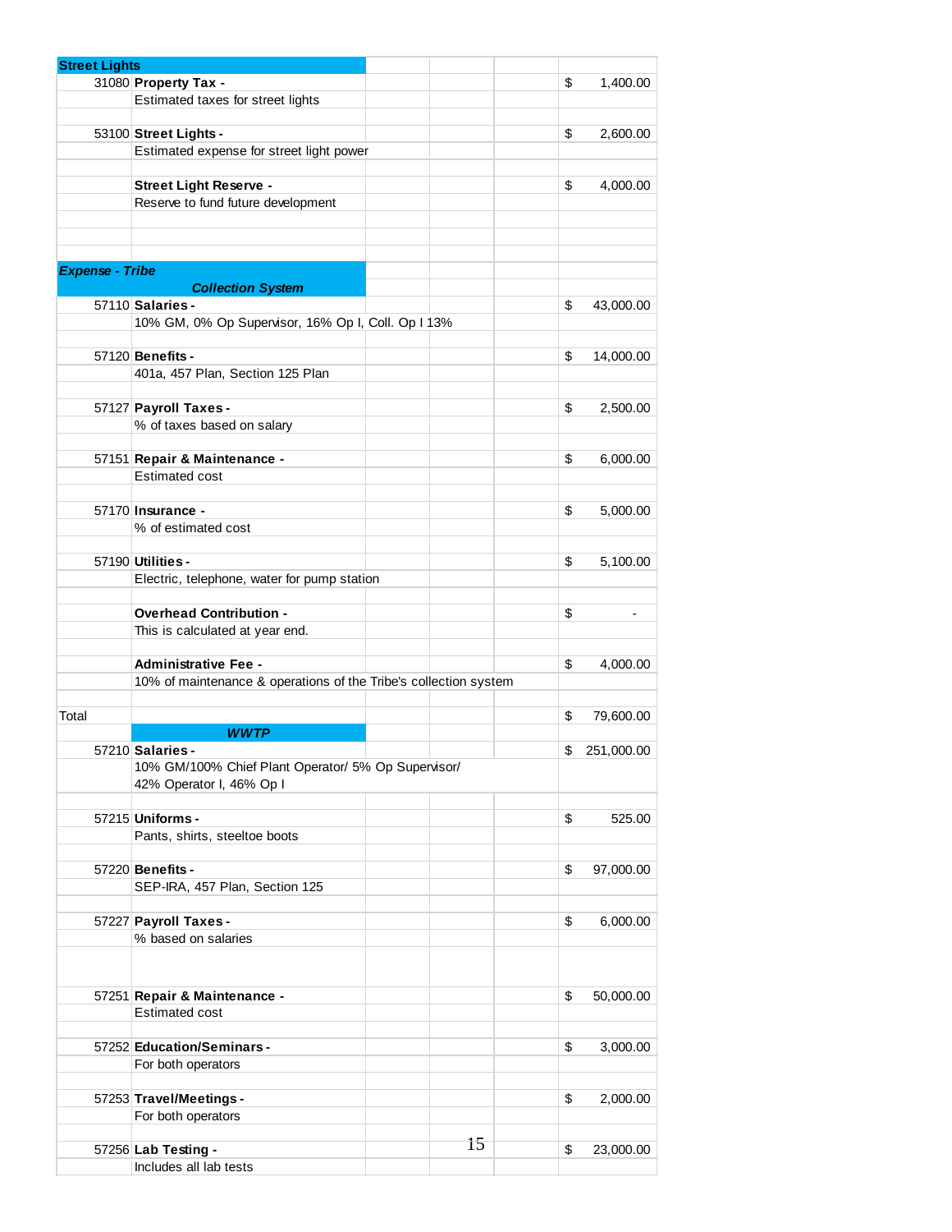| | | | | | |
|---|---|---|---|---|---|
| **Street Lights** | | | | | |
| 31080 | **Property Tax -** | | | | $ 1,400.00 |
| | Estimated taxes for street lights | | | | |
| | | | | | |
| 53100 | **Street Lights -** | | | | $ 2,600.00 |
| | Estimated expense for street light power | | | | |
| | | | | | |
| | **Street Light Reserve -** | | | | $ 4,000.00 |
| | Reserve to fund future development | | | | |
| | | | | | |
| ***Expense - Tribe*** | | | | | |
| | ***Collection System*** | | | | |
| 57110 | **Salaries -** | | | | $ 43,000.00 |
| | 10% GM, 0% Op Supervisor, 16% Op I, Coll. Op I 13% | | | | |
| | | | | | |
| 57120 | **Benefits -** | | | | $ 14,000.00 |
| | 401a, 457 Plan, Section 125 Plan | | | | |
| | | | | | |
| 57127 | **Payroll Taxes -** | | | | $ 2,500.00 |
| | % of taxes based on salary | | | | |
| | | | | | |
| 57151 | **Repair & Maintenance -** | | | | $ 6,000.00 |
| | Estimated cost | | | | |
| | | | | | |
| 57170 | **Insurance -** | | | | $ 5,000.00 |
| | % of estimated cost | | | | |
| | | | | | |
| 57190 | **Utilities -** | | | | $ 5,100.00 |
| | Electric, telephone, water for pump station | | | | |
| | | | | | |
| | **Overhead Contribution -** | | | | $ - |
| | This is calculated at year end. | | | | |
| | | | | | |
| | **Administrative Fee -** | | | | $ 4,000.00 |
| | 10% of maintenance & operations of the Tribe's collection system | | | | |
| | | | | | |
| Total | | | | | $ 79,600.00 |
| | ***WWTP*** | | | | |
| 57210 | **Salaries -** | | | | $ 251,000.00 |
| | 10% GM/100% Chief Plant Operator/ 5% Op Supervisor/ 42% Operator I, 46% Op I | | | | |
| | | | | | |
| 57215 | **Uniforms -** | | | | $ 525.00 |
| | Pants, shirts, steeltoe boots | | | | |
| | | | | | |
| 57220 | **Benefits -** | | | | $ 97,000.00 |
| | SEP-IRA, 457 Plan, Section 125 | | | | |
| | | | | | |
| 57227 | **Payroll Taxes -** | | | | $ 6,000.00 |
| | % based on salaries | | | | |
| | | | | | |
| 57251 | **Repair & Maintenance -** | | | | $ 50,000.00 |
| | Estimated cost | | | | |
| | | | | | |
| 57252 | **Education/Seminars -** | | | | $ 3,000.00 |
| | For both operators | | | | |
| | | | | | |
| 57253 | **Travel/Meetings -** | | | | $ 2,000.00 |
| | For both operators | | | | |
| | | | | | |
| 57256 | **Lab Testing -** | | | | $ 23,000.00 |
| | Includes all lab tests | | | | |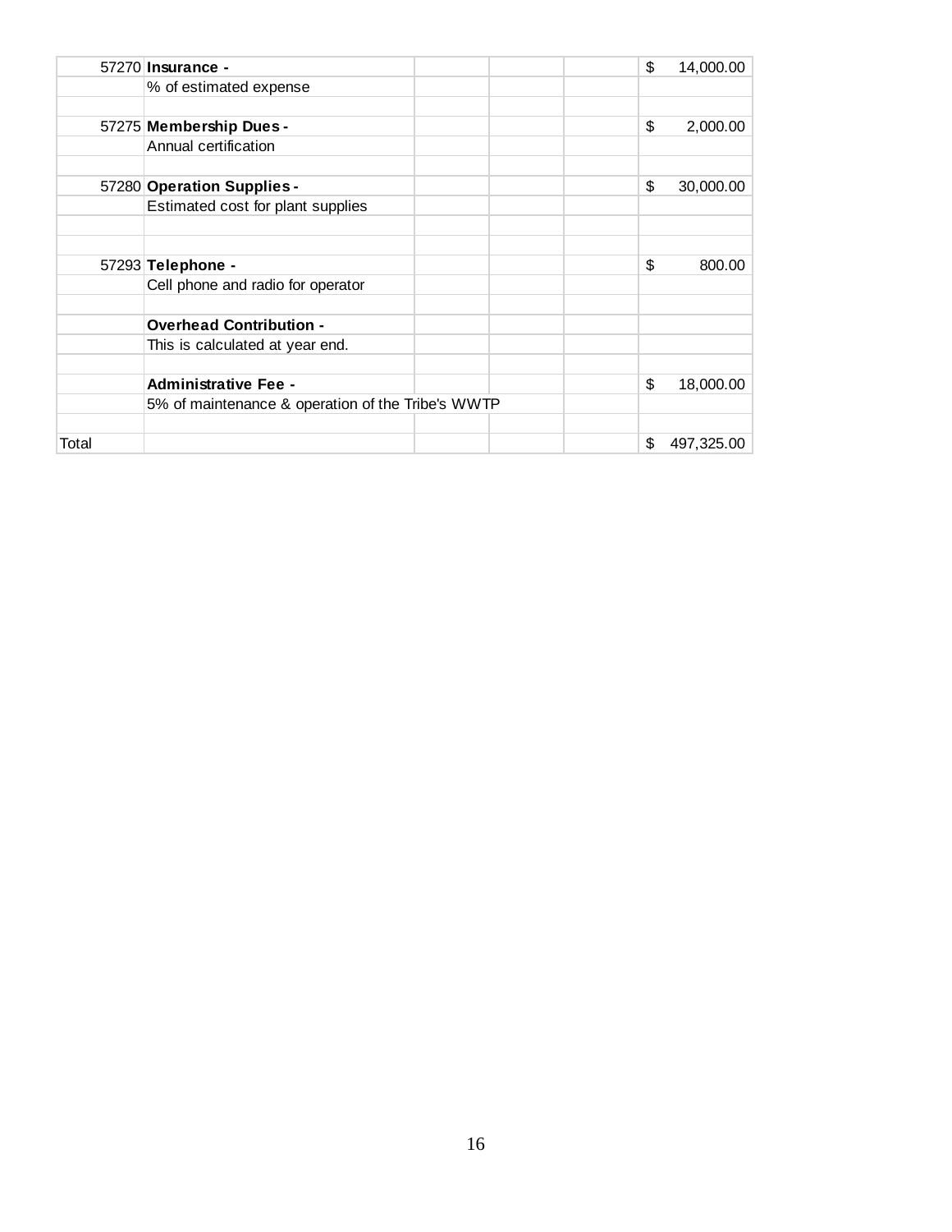| | | | | | |
|---|---|---|---|---|---|
| 57270 | **Insurance -** | | | | $ 14,000.00 |
| | % of estimated expense | | | | |
| | | | | | |
| 57275 | **Membership Dues -** | | | | $ 2,000.00 |
| | Annual certification | | | | |
| | | | | | |
| 57280 | **Operation Supplies -** | | | | $ 30,000.00 |
| | Estimated cost for plant supplies | | | | |
| | | | | | |
| | | | | | |
| 57293 | **Telephone -** | | | | $ 800.00 |
| | Cell phone and radio for operator | | | | |
| | | | | | |
| | **Overhead Contribution -** | | | | |
| | This is calculated at year end. | | | | |
| | | | | | |
| | **Administrative Fee -** | | | | $ 18,000.00 |
| | 5% of maintenance & operation of the Tribe's WWTP | | | | |
| | | | | | |
| Total | | | | | $ 497,325.00 |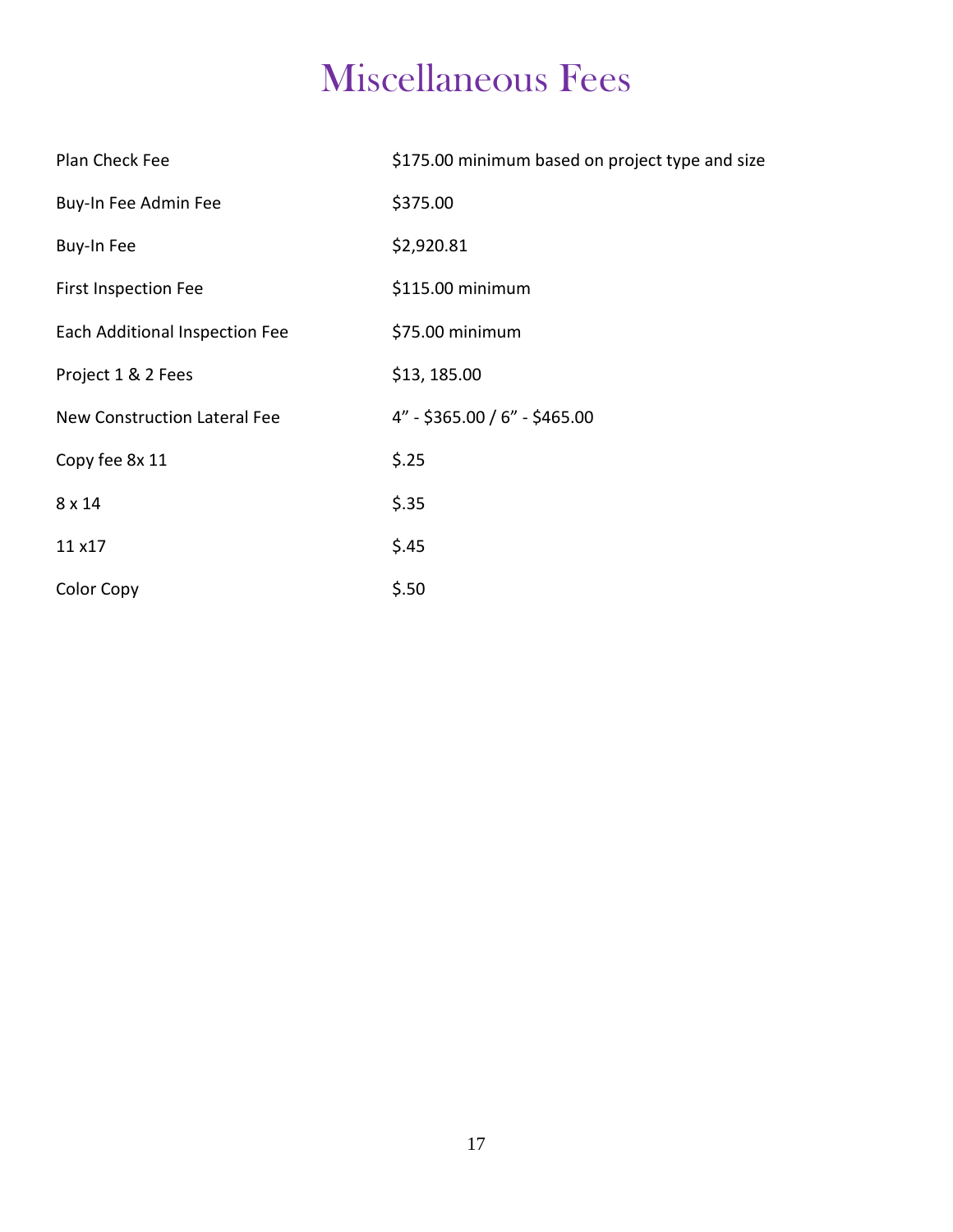# Miscellaneous Fees

| | |
|---|---|
| Plan Check Fee | $175.00 minimum based on project type and size |
| Buy-In Fee Admin Fee | $375.00 |
| Buy-In Fee | $2,920.81 |
| First Inspection Fee | $115.00 minimum |
| Each Additional Inspection Fee | $75.00 minimum |
| Project 1 & 2 Fees | $13, 185.00 |
| New Construction Lateral Fee | 4" - $365.00 / 6" - $465.00 |
| Copy fee 8x 11 | $.25 |
| 8 x 14 | $.35 |
| 11 x17 | $.45 |
| Color Copy | $.50 |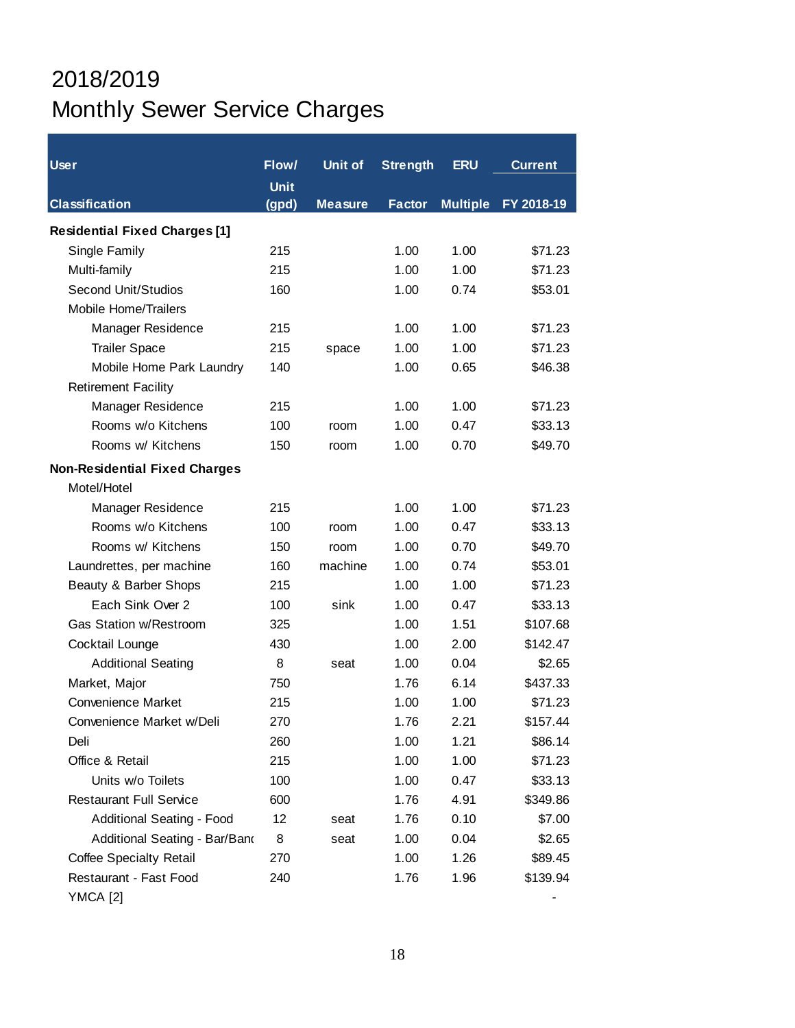# 2018/2019

# Monthly Sewer Service Charges

| User Classification | Flow/ Unit (gpd) | Unit of Measure | Strength Factor | ERU Multiple | Current FY 2018-19 |
|---|---|---|---|---|---|
| **Residential Fixed Charges [1]** | | | | | |
| Single Family | 215 | | 1.00 | 1.00 | $71.23 |
| Multi-family | 215 | | 1.00 | 1.00 | $71.23 |
| Second Unit/Studios | 160 | | 1.00 | 0.74 | $53.01 |
| Mobile Home/Trailers | | | | | |
| Manager Residence | 215 | | 1.00 | 1.00 | $71.23 |
| Trailer Space | 215 | space | 1.00 | 1.00 | $71.23 |
| Mobile Home Park Laundry | 140 | | 1.00 | 0.65 | $46.38 |
| Retirement Facility | | | | | |
| Manager Residence | 215 | | 1.00 | 1.00 | $71.23 |
| Rooms w/o Kitchens | 100 | room | 1.00 | 0.47 | $33.13 |
| Rooms w/ Kitchens | 150 | room | 1.00 | 0.70 | $49.70 |
| **Non-Residential Fixed Charges** | | | | | |
| Motel/Hotel | | | | | |
| Manager Residence | 215 | | 1.00 | 1.00 | $71.23 |
| Rooms w/o Kitchens | 100 | room | 1.00 | 0.47 | $33.13 |
| Rooms w/ Kitchens | 150 | room | 1.00 | 0.70 | $49.70 |
| Laundrettes, per machine | 160 | machine | 1.00 | 0.74 | $53.01 |
| Beauty & Barber Shops | 215 | | 1.00 | 1.00 | $71.23 |
| Each Sink Over 2 | 100 | sink | 1.00 | 0.47 | $33.13 |
| Gas Station w/Restroom | 325 | | 1.00 | 1.51 | $107.68 |
| Cocktail Lounge | 430 | | 1.00 | 2.00 | $142.47 |
| Additional Seating | 8 | seat | 1.00 | 0.04 | $2.65 |
| Market, Major | 750 | | 1.76 | 6.14 | $437.33 |
| Convenience Market | 215 | | 1.00 | 1.00 | $71.23 |
| Convenience Market w/Deli | 270 | | 1.76 | 2.21 | $157.44 |
| Deli | 260 | | 1.00 | 1.21 | $86.14 |
| Office & Retail | 215 | | 1.00 | 1.00 | $71.23 |
| Units w/o Toilets | 100 | | 1.00 | 0.47 | $33.13 |
| Restaurant Full Service | 600 | | 1.76 | 4.91 | $349.86 |
| Additional Seating - Food | 12 | seat | 1.76 | 0.10 | $7.00 |
| Additional Seating - Bar/Banq | 8 | seat | 1.00 | 0.04 | $2.65 |
| Coffee Specialty Retail | 270 | | 1.00 | 1.26 | $89.45 |
| Restaurant - Fast Food | 240 | | 1.76 | 1.96 | $139.94 |
| YMCA [2] | | | | | - |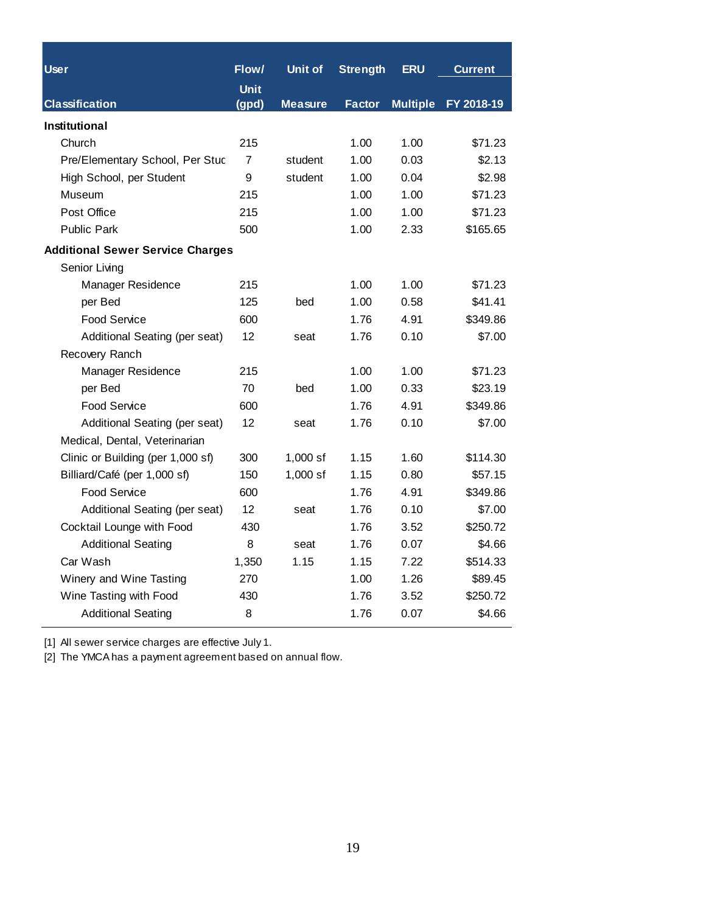| User Classification | Flow/ Unit (gpd) | Unit of Measure | Strength Factor | ERU Multiple | Current FY 2018-19 |
|---|---|---|---|---|---|
| **Institutional** | | | | | |
| Church | 215 | | 1.00 | 1.00 | $71.23 |
| Pre/Elementary School, Per Stuc | 7 | student | 1.00 | 0.03 | $2.13 |
| High School, per Student | 9 | student | 1.00 | 0.04 | $2.98 |
| Museum | 215 | | 1.00 | 1.00 | $71.23 |
| Post Office | 215 | | 1.00 | 1.00 | $71.23 |
| Public Park | 500 | | 1.00 | 2.33 | $165.65 |
| **Additional Sewer Service Charges** | | | | | |
| Senior Living | | | | | |
| Manager Residence | 215 | | 1.00 | 1.00 | $71.23 |
| per Bed | 125 | bed | 1.00 | 0.58 | $41.41 |
| Food Service | 600 | | 1.76 | 4.91 | $349.86 |
| Additional Seating (per seat) | 12 | seat | 1.76 | 0.10 | $7.00 |
| Recovery Ranch | | | | | |
| Manager Residence | 215 | | 1.00 | 1.00 | $71.23 |
| per Bed | 70 | bed | 1.00 | 0.33 | $23.19 |
| Food Service | 600 | | 1.76 | 4.91 | $349.86 |
| Additional Seating (per seat) | 12 | seat | 1.76 | 0.10 | $7.00 |
| Medical, Dental, Veterinarian | | | | | |
| Clinic or Building (per 1,000 sf) | 300 | 1,000 sf | 1.15 | 1.60 | $114.30 |
| Billiard/Café (per 1,000 sf) | 150 | 1,000 sf | 1.15 | 0.80 | $57.15 |
| Food Service | 600 | | 1.76 | 4.91 | $349.86 |
| Additional Seating (per seat) | 12 | seat | 1.76 | 0.10 | $7.00 |
| Cocktail Lounge with Food | 430 | | 1.76 | 3.52 | $250.72 |
| Additional Seating | 8 | seat | 1.76 | 0.07 | $4.66 |
| Car Wash | 1,350 | 1.15 | 1.15 | 7.22 | $514.33 |
| Winery and Wine Tasting | 270 | | 1.00 | 1.26 | $89.45 |
| Wine Tasting with Food | 430 | | 1.76 | 3.52 | $250.72 |
| Additional Seating | 8 | | 1.76 | 0.07 | $4.66 |

[1] All sewer service charges are effective July 1.
[2] The YMCA has a payment agreement based on annual flow.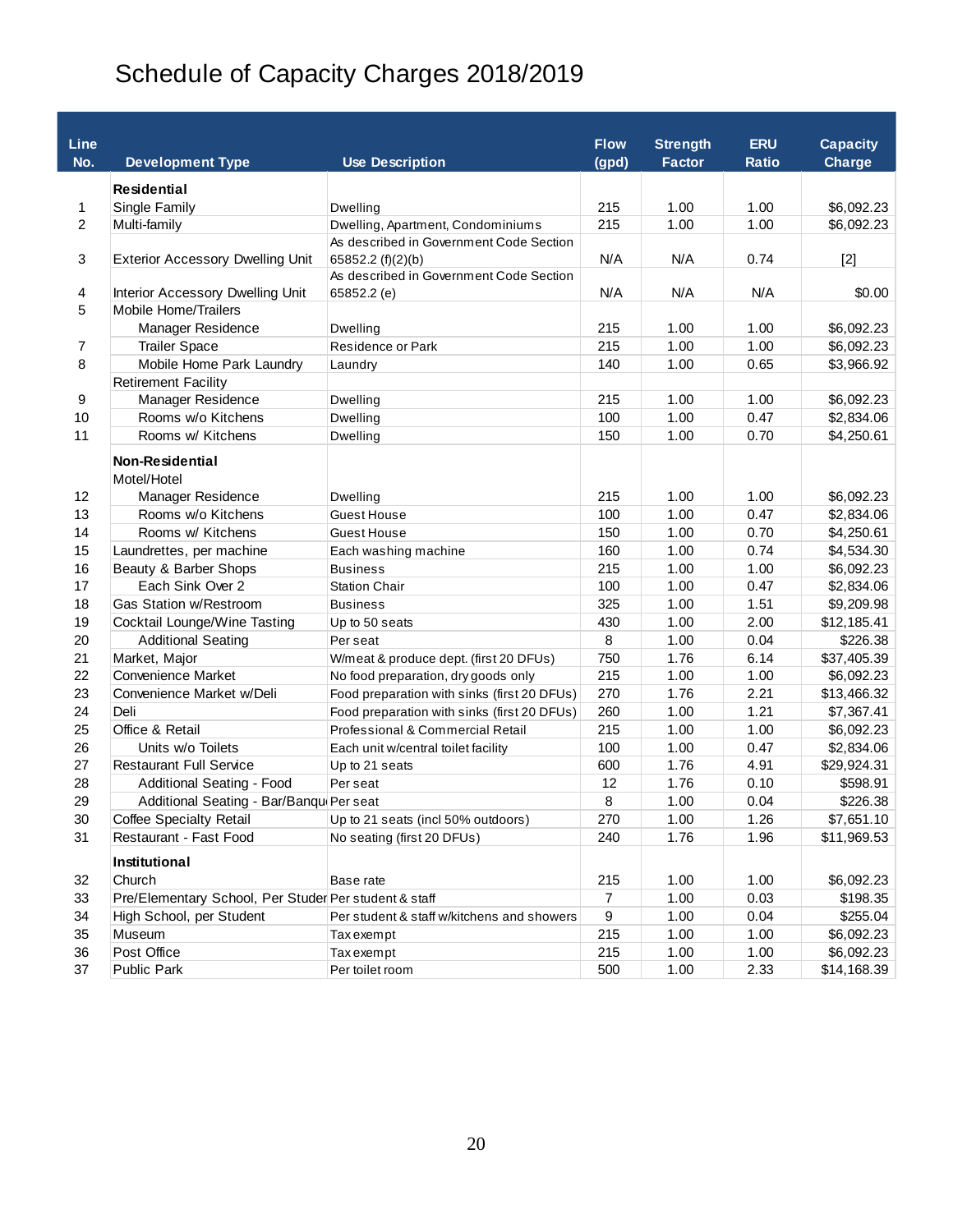# Schedule of Capacity Charges 2018/2019

| Line No. | Development Type | Use Description | Flow (gpd) | Strength Factor | ERU Ratio | Capacity Charge |
|---|---|---|---|---|---|---|
| | **Residential** | | | | | |
| 1 | Single Family | Dwelling | 215 | 1.00 | 1.00 | $6,092.23 |
| 2 | Multi-family | Dwelling, Apartment, Condominiums | 215 | 1.00 | 1.00 | $6,092.23 |
| 3 | Exterior Accessory Dwelling Unit | As described in Government Code Section 65852.2 (f)(2)(b) | N/A | N/A | 0.74 | [2] |
| 4 | Interior Accessory Dwelling Unit | As described in Government Code Section 65852.2 (e) | N/A | N/A | N/A | $0.00 |
| 5 | Mobile Home/Trailers | | | | | |
| | Manager Residence | Dwelling | 215 | 1.00 | 1.00 | $6,092.23 |
| 7 | Trailer Space | Residence or Park | 215 | 1.00 | 1.00 | $6,092.23 |
| 8 | Mobile Home Park Laundry | Laundry | 140 | 1.00 | 0.65 | $3,966.92 |
| | Retirement Facility | | | | | |
| 9 | Manager Residence | Dwelling | 215 | 1.00 | 1.00 | $6,092.23 |
| 10 | Rooms w/o Kitchens | Dwelling | 100 | 1.00 | 0.47 | $2,834.06 |
| 11 | Rooms w/ Kitchens | Dwelling | 150 | 1.00 | 0.70 | $4,250.61 |
| | **Non-Residential** | | | | | |
| | Motel/Hotel | | | | | |
| 12 | Manager Residence | Dwelling | 215 | 1.00 | 1.00 | $6,092.23 |
| 13 | Rooms w/o Kitchens | Guest House | 100 | 1.00 | 0.47 | $2,834.06 |
| 14 | Rooms w/ Kitchens | Guest House | 150 | 1.00 | 0.70 | $4,250.61 |
| 15 | Laundrettes, per machine | Each washing machine | 160 | 1.00 | 0.74 | $4,534.30 |
| 16 | Beauty & Barber Shops | Business | 215 | 1.00 | 1.00 | $6,092.23 |
| 17 | Each Sink Over 2 | Station Chair | 100 | 1.00 | 0.47 | $2,834.06 |
| 18 | Gas Station w/Restroom | Business | 325 | 1.00 | 1.51 | $9,209.98 |
| 19 | Cocktail Lounge/Wine Tasting | Up to 50 seats | 430 | 1.00 | 2.00 | $12,185.41 |
| 20 | Additional Seating | Per seat | 8 | 1.00 | 0.04 | $226.38 |
| 21 | Market, Major | W/meat & produce dept. (first 20 DFUs) | 750 | 1.76 | 6.14 | $37,405.39 |
| 22 | Convenience Market | No food preparation, dry goods only | 215 | 1.00 | 1.00 | $6,092.23 |
| 23 | Convenience Market w/Deli | Food preparation with sinks (first 20 DFUs) | 270 | 1.76 | 2.21 | $13,466.32 |
| 24 | Deli | Food preparation with sinks (first 20 DFUs) | 260 | 1.00 | 1.21 | $7,367.41 |
| 25 | Office & Retail | Professional & Commercial Retail | 215 | 1.00 | 1.00 | $6,092.23 |
| 26 | Units w/o Toilets | Each unit w/central toilet facility | 100 | 1.00 | 0.47 | $2,834.06 |
| 27 | Restaurant Full Service | Up to 21 seats | 600 | 1.76 | 4.91 | $29,924.31 |
| 28 | Additional Seating - Food | Per seat | 12 | 1.76 | 0.10 | $598.91 |
| 29 | Additional Seating - Bar/Banqu | Per seat | 8 | 1.00 | 0.04 | $226.38 |
| 30 | Coffee Specialty Retail | Up to 21 seats (incl 50% outdoors) | 270 | 1.00 | 1.26 | $7,651.10 |
| 31 | Restaurant - Fast Food | No seating (first 20 DFUs) | 240 | 1.76 | 1.96 | $11,969.53 |
| | **Institutional** | | | | | |
| 32 | Church | Base rate | 215 | 1.00 | 1.00 | $6,092.23 |
| 33 | Pre/Elementary School, Per Studer | Per student & staff | 7 | 1.00 | 0.03 | $198.35 |
| 34 | High School, per Student | Per student & staff w/kitchens and showers | 9 | 1.00 | 0.04 | $255.04 |
| 35 | Museum | Tax exempt | 215 | 1.00 | 1.00 | $6,092.23 |
| 36 | Post Office | Tax exempt | 215 | 1.00 | 1.00 | $6,092.23 |
| 37 | Public Park | Per toilet room | 500 | 1.00 | 2.33 | $14,168.39 |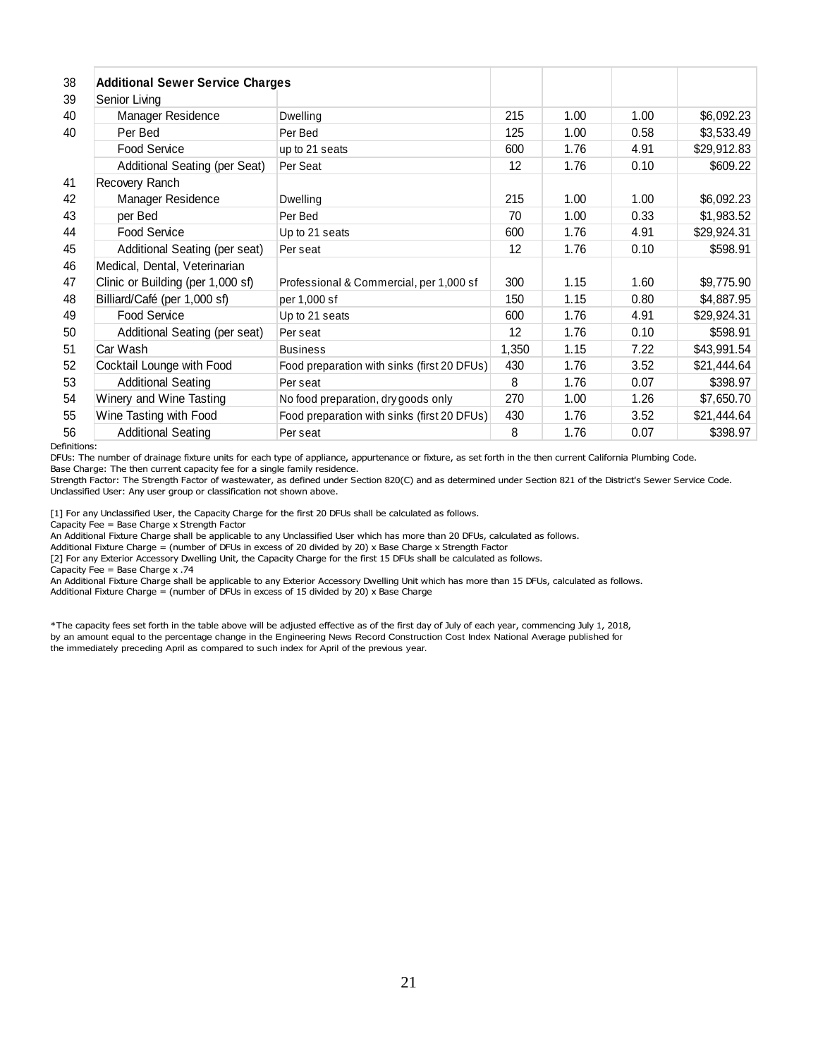| | | | | | | |
|---|---|---|---|---|---|---|
| 38 | **Additional Sewer Service Charges** | | | | | |
| 39 | Senior Living | | | | | |
| 40 | Manager Residence | Dwelling | 215 | 1.00 | 1.00 | $6,092.23 |
| 40 | Per Bed | Per Bed | 125 | 1.00 | 0.58 | $3,533.49 |
| | Food Service | up to 21 seats | 600 | 1.76 | 4.91 | $29,912.83 |
| | Additional Seating (per Seat) | Per Seat | 12 | 1.76 | 0.10 | $609.22 |
| 41 | Recovery Ranch | | | | | |
| 42 | Manager Residence | Dwelling | 215 | 1.00 | 1.00 | $6,092.23 |
| 43 | per Bed | Per Bed | 70 | 1.00 | 0.33 | $1,983.52 |
| 44 | Food Service | Up to 21 seats | 600 | 1.76 | 4.91 | $29,924.31 |
| 45 | Additional Seating (per seat) | Per seat | 12 | 1.76 | 0.10 | $598.91 |
| 46 | Medical, Dental, Veterinarian | | | | | |
| 47 | Clinic or Building (per 1,000 sf) | Professional & Commercial, per 1,000 sf | 300 | 1.15 | 1.60 | $9,775.90 |
| 48 | Billiard/Café (per 1,000 sf) | per 1,000 sf | 150 | 1.15 | 0.80 | $4,887.95 |
| 49 | Food Service | Up to 21 seats | 600 | 1.76 | 4.91 | $29,924.31 |
| 50 | Additional Seating (per seat) | Per seat | 12 | 1.76 | 0.10 | $598.91 |
| 51 | Car Wash | Business | 1,350 | 1.15 | 7.22 | $43,991.54 |
| 52 | Cocktail Lounge with Food | Food preparation with sinks (first 20 DFUs) | 430 | 1.76 | 3.52 | $21,444.64 |
| 53 | Additional Seating | Per seat | 8 | 1.76 | 0.07 | $398.97 |
| 54 | Winery and Wine Tasting | No food preparation, dry goods only | 270 | 1.00 | 1.26 | $7,650.70 |
| 55 | Wine Tasting with Food | Food preparation with sinks (first 20 DFUs) | 430 | 1.76 | 3.52 | $21,444.64 |
| 56 | Additional Seating | Per seat | 8 | 1.76 | 0.07 | $398.97 |

Definitions:

DFUs: The number of drainage fixture units for each type of appliance, appurtenance or fixture, as set forth in the then current California Plumbing Code.

Base Charge: The then current capacity fee for a single family residence.

Strength Factor: The Strength Factor of wastewater, as defined under Section 820(C) and as determined under Section 821 of the District's Sewer Service Code.

Unclassified User: Any user group or classification not shown above.

[1] For any Unclassified User, the Capacity Charge for the first 20 DFUs shall be calculated as follows.
Capacity Fee = Base Charge x Strength Factor
An Additional Fixture Charge shall be applicable to any Unclassified User which has more than 20 DFUs, calculated as follows.
Additional Fixture Charge = (number of DFUs in excess of 20 divided by 20) x Base Charge x Strength Factor

[2] For any Exterior Accessory Dwelling Unit, the Capacity Charge for the first 15 DFUs shall be calculated as follows.
Capacity Fee = Base Charge x .74
An Additional Fixture Charge shall be applicable to any Exterior Accessory Dwelling Unit which has more than 15 DFUs, calculated as follows.
Additional Fixture Charge = (number of DFUs in excess of 15 divided by 20) x Base Charge

*The capacity fees set forth in the table above will be adjusted effective as of the first day of July of each year, commencing July 1, 2018, by an amount equal to the percentage change in the Engineering News Record Construction Cost Index National Average published for the immediately preceding April as compared to such index for April of the previous year.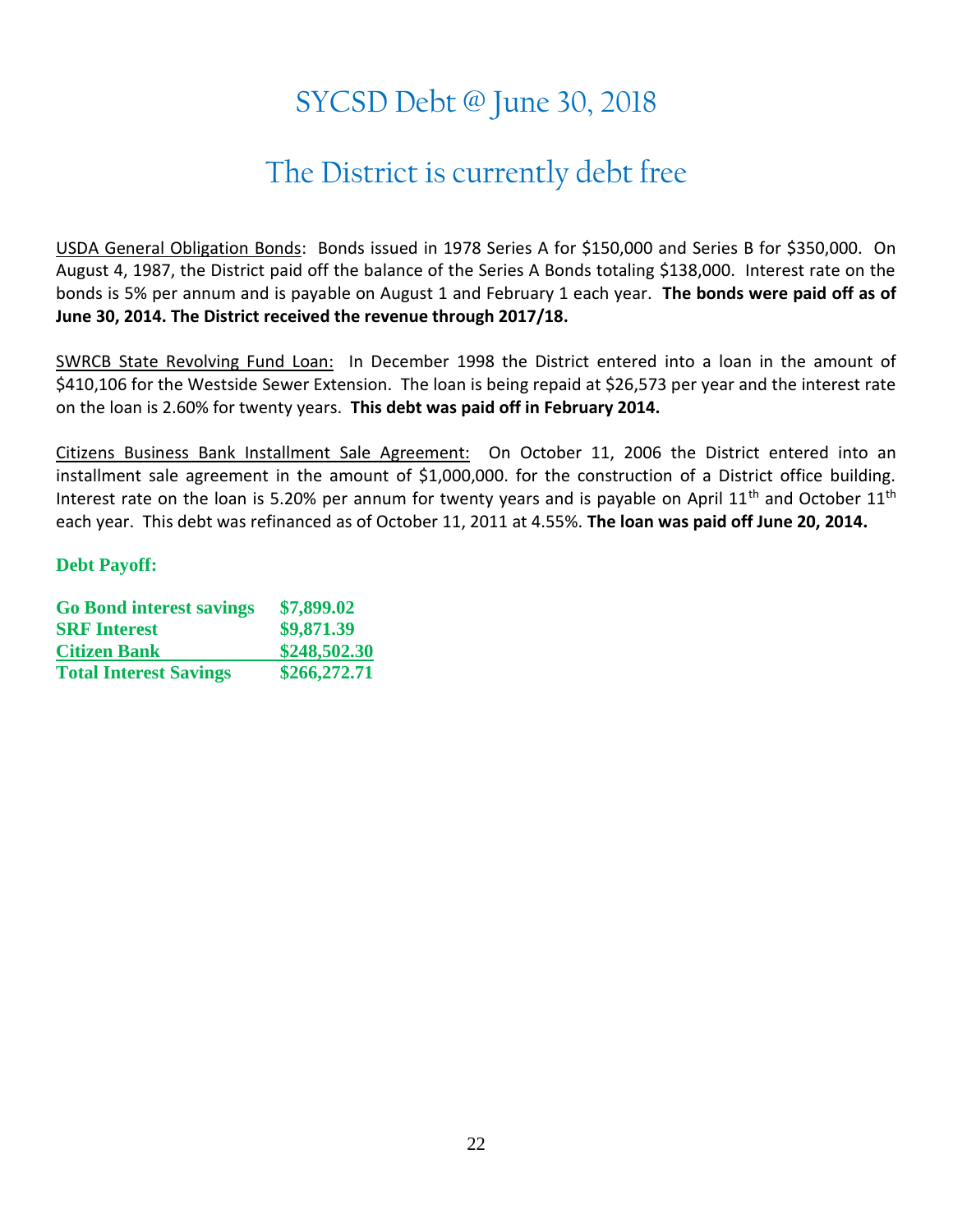# SYCSD Debt @ June 30, 2018

## The District is currently debt free

USDA General Obligation Bonds: Bonds issued in 1978 Series A for $150,000 and Series B for $350,000. On August 4, 1987, the District paid off the balance of the Series A Bonds totaling $138,000. Interest rate on the bonds is 5% per annum and is payable on August 1 and February 1 each year. **The bonds were paid off as of June 30, 2014. The District received the revenue through 2017/18.**

SWRCB State Revolving Fund Loan: In December 1998 the District entered into a loan in the amount of $410,106 for the Westside Sewer Extension. The loan is being repaid at $26,573 per year and the interest rate on the loan is 2.60% for twenty years. **This debt was paid off in February 2014.**

Citizens Business Bank Installment Sale Agreement: On October 11, 2006 the District entered into an installment sale agreement in the amount of $1,000,000. for the construction of a District office building. Interest rate on the loan is 5.20% per annum for twenty years and is payable on April 11th and October 11th each year. This debt was refinanced as of October 11, 2011 at 4.55%. **The loan was paid off June 20, 2014.**

**Debt Payoff:**

| | |
|---|---|
| **Go Bond interest savings** | **$7,899.02** |
| **SRF Interest** | **$9,871.39** |
| **Citizen Bank** | **$248,502.30** |
| **Total Interest Savings** | **$266,272.71** |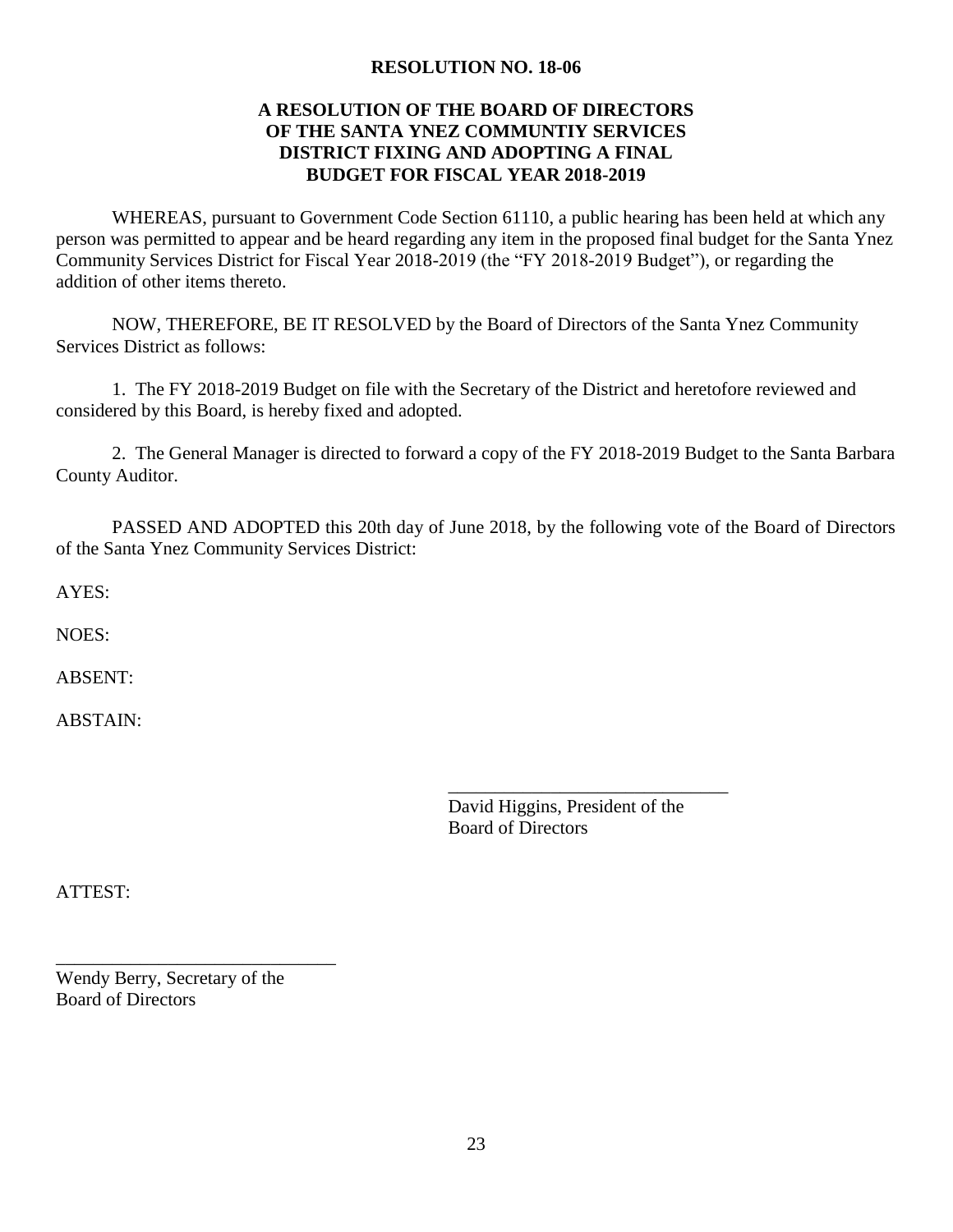**RESOLUTION NO. 18-06**

**A RESOLUTION OF THE BOARD OF DIRECTORS OF THE SANTA YNEZ COMMUNTIY SERVICES DISTRICT FIXING AND ADOPTING A FINAL BUDGET FOR FISCAL YEAR 2018-2019**

WHEREAS, pursuant to Government Code Section 61110, a public hearing has been held at which any person was permitted to appear and be heard regarding any item in the proposed final budget for the Santa Ynez Community Services District for Fiscal Year 2018-2019 (the "FY 2018-2019 Budget"), or regarding the addition of other items thereto.

NOW, THEREFORE, BE IT RESOLVED by the Board of Directors of the Santa Ynez Community Services District as follows:

1. The FY 2018-2019 Budget on file with the Secretary of the District and heretofore reviewed and considered by this Board, is hereby fixed and adopted.

2. The General Manager is directed to forward a copy of the FY 2018-2019 Budget to the Santa Barbara County Auditor.

PASSED AND ADOPTED this 20th day of June 2018, by the following vote of the Board of Directors of the Santa Ynez Community Services District:

AYES:

NOES:

ABSENT:

ABSTAIN:

______________________________
David Higgins, President of the
Board of Directors

ATTEST:

______________________________
Wendy Berry, Secretary of the
Board of Directors